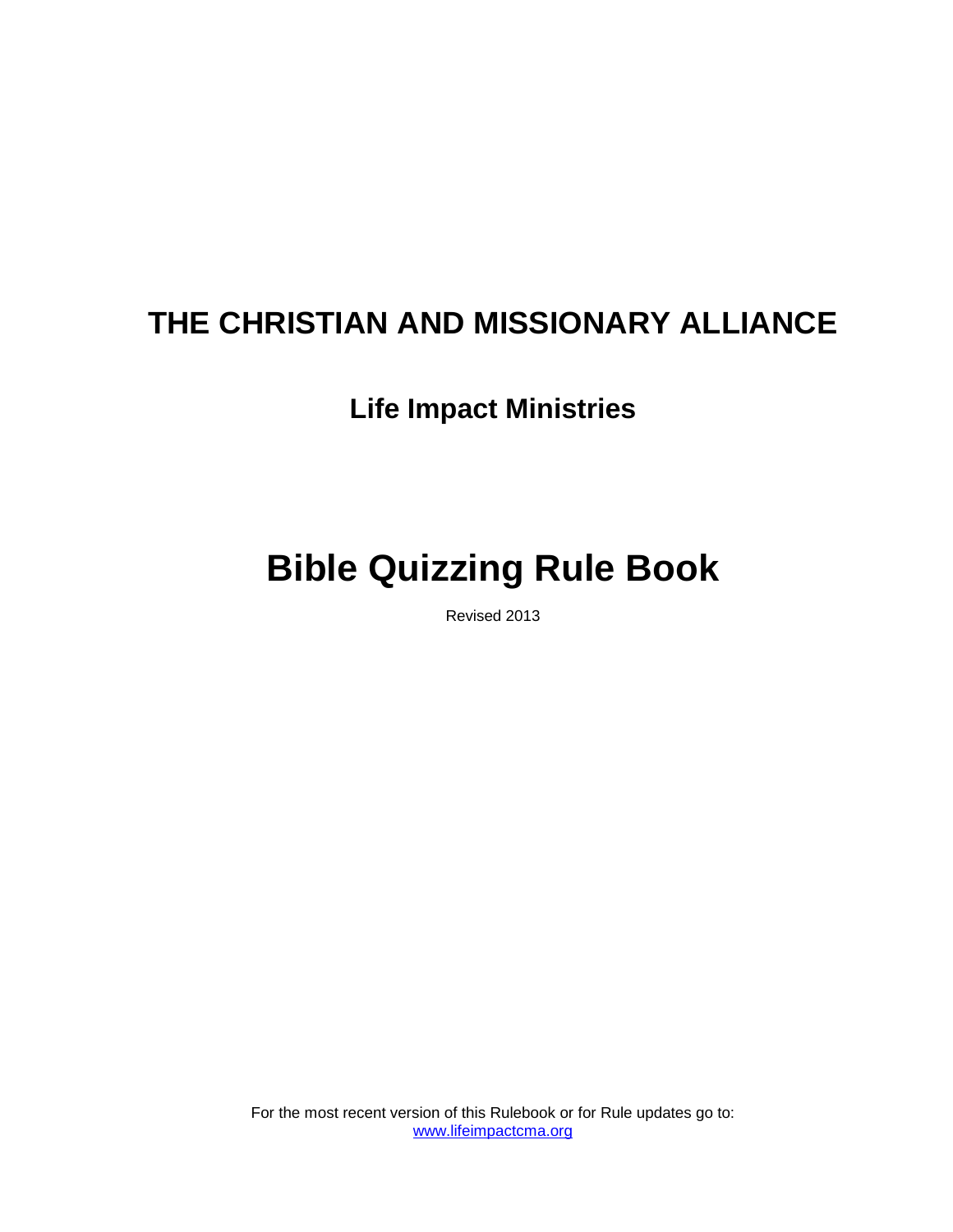# THE CHRISTIAN AND MISSIONARY ALLIANCE

## Life Impact Ministries

# Bible Quizzing Rule Book

Revised 2013

For the most recent version of this Rulebook or for Rule updates go to: www.lifeimpactcma.org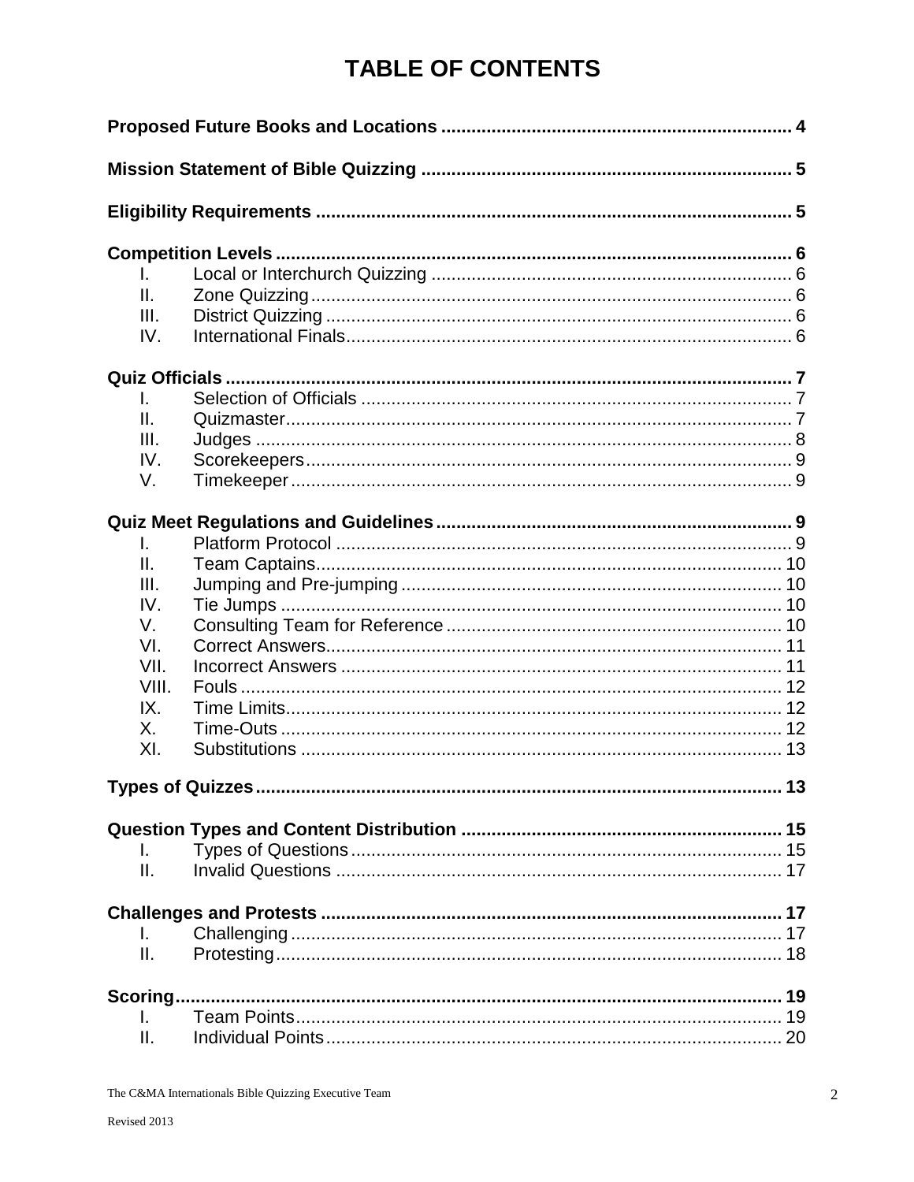# TABLE OF CONTENTS

**Proposed Future Books and Locations** ..... 4

**Mission Statement of Bible Quizzing** ..... 5

**Eligibility Requirements** ..... 5

**Competition Levels** ..... 6
- I. Local or Interchurch Quizzing ..... 6
- II. Zone Quizzing ..... 6
- III. District Quizzing ..... 6
- IV. International Finals ..... 6

**Quiz Officials** ..... 7
- I. Selection of Officials ..... 7
- II. Quizmaster ..... 7
- III. Judges ..... 8
- IV. Scorekeepers ..... 9
- V. Timekeeper ..... 9

**Quiz Meet Regulations and Guidelines** ..... 9
- I. Platform Protocol ..... 9
- II. Team Captains ..... 10
- III. Jumping and Pre-jumping ..... 10
- IV. Tie Jumps ..... 10
- V. Consulting Team for Reference ..... 10
- VI. Correct Answers ..... 11
- VII. Incorrect Answers ..... 11
- VIII. Fouls ..... 12
- IX. Time Limits ..... 12
- X. Time-Outs ..... 12
- XI. Substitutions ..... 13

**Types of Quizzes** ..... 13

**Question Types and Content Distribution** ..... 15
- I. Types of Questions ..... 15
- II. Invalid Questions ..... 17

**Challenges and Protests** ..... 17
- I. Challenging ..... 17
- II. Protesting ..... 18

**Scoring** ..... 19
- I. Team Points ..... 19
- II. Individual Points ..... 20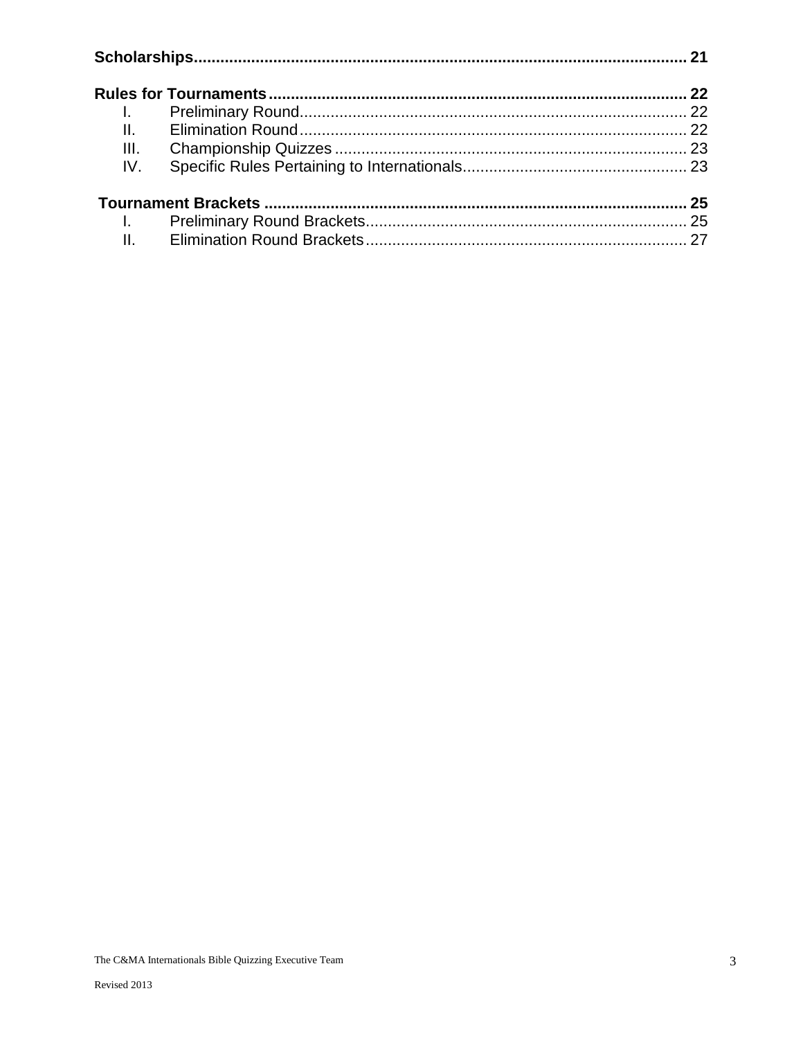**Scholarships** .................................................................................................... 21

**Rules for Tournaments** .................................................................................... 22

- I. Preliminary Round ....................................................................................... 22
- II. Elimination Round ....................................................................................... 22
- III. Championship Quizzes ............................................................................... 23
- IV. Specific Rules Pertaining to Internationals .................................................. 23

**Tournament Brackets** ........................................................................................ 25

- I. Preliminary Round Brackets ........................................................................ 25
- II. Elimination Round Brackets ........................................................................ 27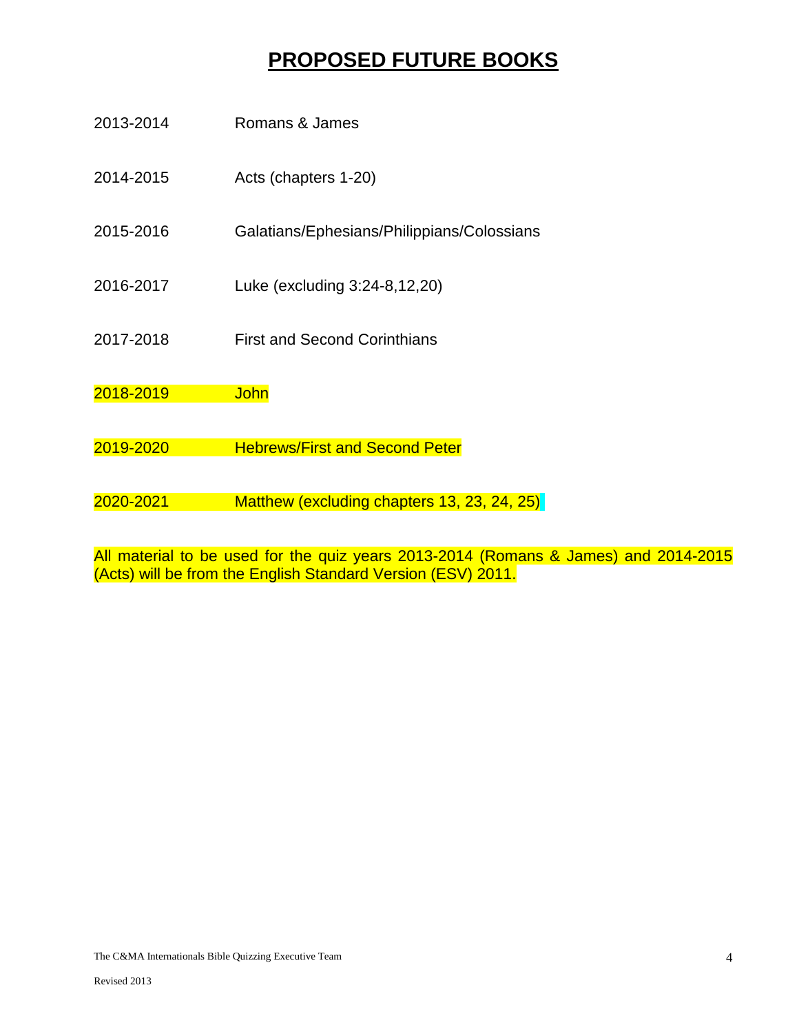# PROPOSED FUTURE BOOKS

| | |
|---|---|
| 2013-2014 | Romans & James |
| 2014-2015 | Acts (chapters 1-20) |
| 2015-2016 | Galatians/Ephesians/Philippians/Colossians |
| 2016-2017 | Luke (excluding 3:24-8,12,20) |
| 2017-2018 | First and Second Corinthians |
| 2018-2019 | John |
| 2019-2020 | Hebrews/First and Second Peter |
| 2020-2021 | Matthew (excluding chapters 13, 23, 24, 25) |

All material to be used for the quiz years 2013-2014 (Romans & James) and 2014-2015 (Acts) will be from the English Standard Version (ESV) 2011.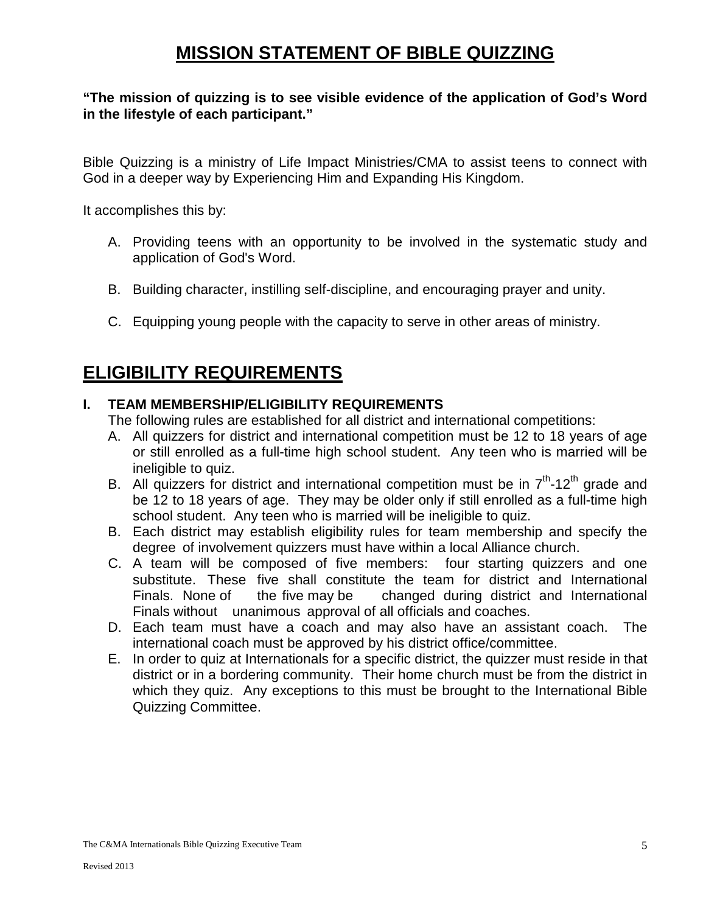# MISSION STATEMENT OF BIBLE QUIZZING

**"The mission of quizzing is to see visible evidence of the application of God's Word in the lifestyle of each participant."**

Bible Quizzing is a ministry of Life Impact Ministries/CMA to assist teens to connect with God in a deeper way by Experiencing Him and Expanding His Kingdom.

It accomplishes this by:

A. Providing teens with an opportunity to be involved in the systematic study and application of God's Word.

B. Building character, instilling self-discipline, and encouraging prayer and unity.

C. Equipping young people with the capacity to serve in other areas of ministry.

# ELIGIBILITY REQUIREMENTS

## I. TEAM MEMBERSHIP/ELIGIBILITY REQUIREMENTS

The following rules are established for all district and international competitions:

A. All quizzers for district and international competition must be 12 to 18 years of age or still enrolled as a full-time high school student. Any teen who is married will be ineligible to quiz.

B. All quizzers for district and international competition must be in 7th-12th grade and be 12 to 18 years of age. They may be older only if still enrolled as a full-time high school student. Any teen who is married will be ineligible to quiz.

B. Each district may establish eligibility rules for team membership and specify the degree of involvement quizzers must have within a local Alliance church.

C. A team will be composed of five members: four starting quizzers and one substitute. These five shall constitute the team for district and International Finals. None of the five may be changed during district and International Finals without unanimous approval of all officials and coaches.

D. Each team must have a coach and may also have an assistant coach. The international coach must be approved by his district office/committee.

E. In order to quiz at Internationals for a specific district, the quizzer must reside in that district or in a bordering community. Their home church must be from the district in which they quiz. Any exceptions to this must be brought to the International Bible Quizzing Committee.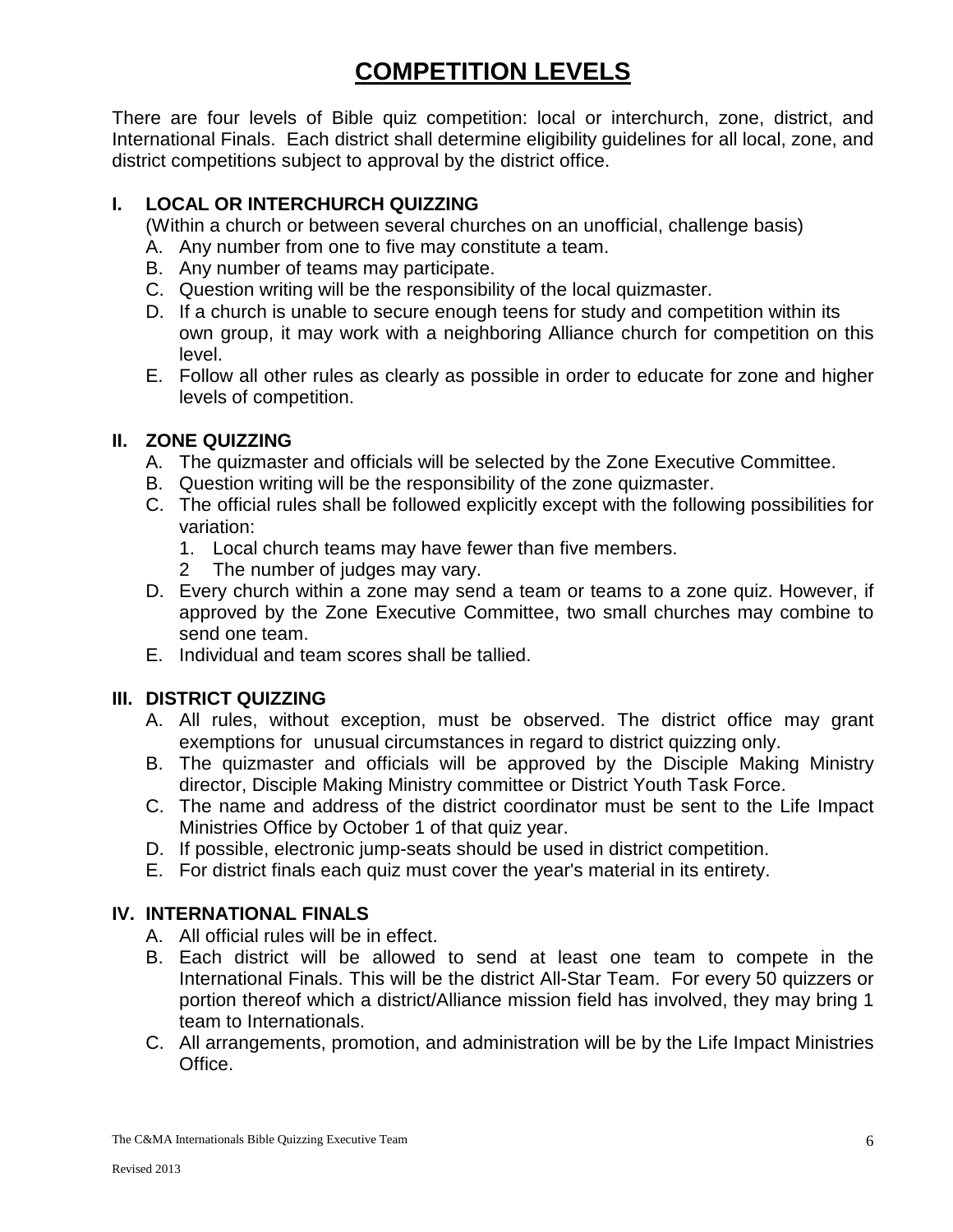# COMPETITION LEVELS

There are four levels of Bible quiz competition: local or interchurch, zone, district, and International Finals. Each district shall determine eligibility guidelines for all local, zone, and district competitions subject to approval by the district office.

## I. LOCAL OR INTERCHURCH QUIZZING

(Within a church or between several churches on an unofficial, challenge basis)

A. Any number from one to five may constitute a team.
B. Any number of teams may participate.
C. Question writing will be the responsibility of the local quizmaster.
D. If a church is unable to secure enough teens for study and competition within its own group, it may work with a neighboring Alliance church for competition on this level.
E. Follow all other rules as clearly as possible in order to educate for zone and higher levels of competition.

## II. ZONE QUIZZING

A. The quizmaster and officials will be selected by the Zone Executive Committee.
B. Question writing will be the responsibility of the zone quizmaster.
C. The official rules shall be followed explicitly except with the following possibilities for variation:
   1. Local church teams may have fewer than five members.
   2 The number of judges may vary.
D. Every church within a zone may send a team or teams to a zone quiz. However, if approved by the Zone Executive Committee, two small churches may combine to send one team.
E. Individual and team scores shall be tallied.

## III. DISTRICT QUIZZING

A. All rules, without exception, must be observed. The district office may grant exemptions for unusual circumstances in regard to district quizzing only.
B. The quizmaster and officials will be approved by the Disciple Making Ministry director, Disciple Making Ministry committee or District Youth Task Force.
C. The name and address of the district coordinator must be sent to the Life Impact Ministries Office by October 1 of that quiz year.
D. If possible, electronic jump-seats should be used in district competition.
E. For district finals each quiz must cover the year's material in its entirety.

## IV. INTERNATIONAL FINALS

A. All official rules will be in effect.
B. Each district will be allowed to send at least one team to compete in the International Finals. This will be the district All-Star Team. For every 50 quizzers or portion thereof which a district/Alliance mission field has involved, they may bring 1 team to Internationals.
C. All arrangements, promotion, and administration will be by the Life Impact Ministries Office.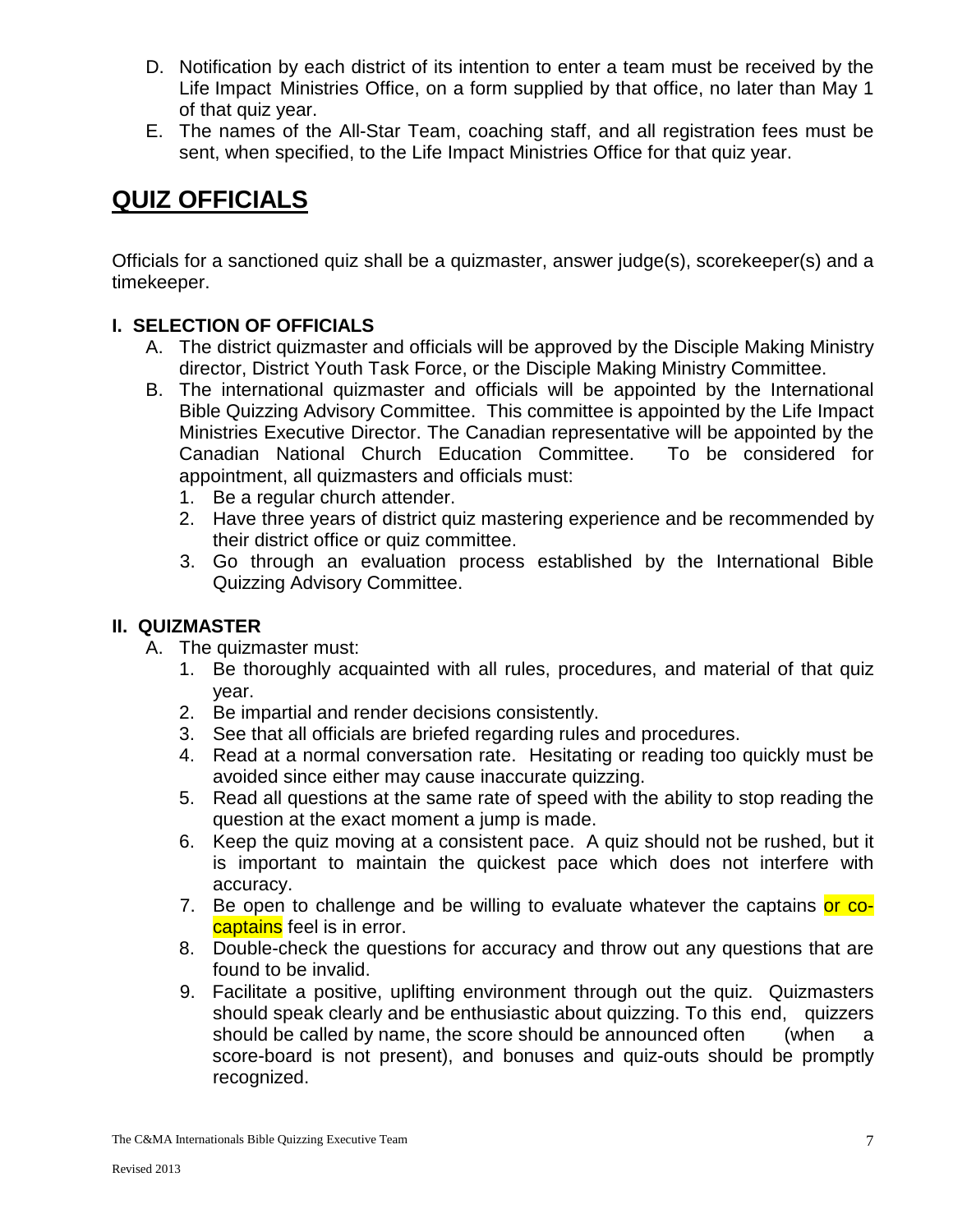D. Notification by each district of its intention to enter a team must be received by the Life Impact Ministries Office, on a form supplied by that office, no later than May 1 of that quiz year.
E. The names of the All-Star Team, coaching staff, and all registration fees must be sent, when specified, to the Life Impact Ministries Office for that quiz year.

# QUIZ OFFICIALS

Officials for a sanctioned quiz shall be a quizmaster, answer judge(s), scorekeeper(s) and a timekeeper.

### I. SELECTION OF OFFICIALS

A. The district quizmaster and officials will be approved by the Disciple Making Ministry director, District Youth Task Force, or the Disciple Making Ministry Committee.
B. The international quizmaster and officials will be appointed by the International Bible Quizzing Advisory Committee. This committee is appointed by the Life Impact Ministries Executive Director. The Canadian representative will be appointed by the Canadian National Church Education Committee. To be considered for appointment, all quizmasters and officials must:
   1. Be a regular church attender.
   2. Have three years of district quiz mastering experience and be recommended by their district office or quiz committee.
   3. Go through an evaluation process established by the International Bible Quizzing Advisory Committee.

### II. QUIZMASTER

A. The quizmaster must:
   1. Be thoroughly acquainted with all rules, procedures, and material of that quiz year.
   2. Be impartial and render decisions consistently.
   3. See that all officials are briefed regarding rules and procedures.
   4. Read at a normal conversation rate. Hesitating or reading too quickly must be avoided since either may cause inaccurate quizzing.
   5. Read all questions at the same rate of speed with the ability to stop reading the question at the exact moment a jump is made.
   6. Keep the quiz moving at a consistent pace. A quiz should not be rushed, but it is important to maintain the quickest pace which does not interfere with accuracy.
   7. Be open to challenge and be willing to evaluate whatever the captains or co-captains feel is in error.
   8. Double-check the questions for accuracy and throw out any questions that are found to be invalid.
   9. Facilitate a positive, uplifting environment through out the quiz. Quizmasters should speak clearly and be enthusiastic about quizzing. To this end, quizzers should be called by name, the score should be announced often (when a score-board is not present), and bonuses and quiz-outs should be promptly recognized.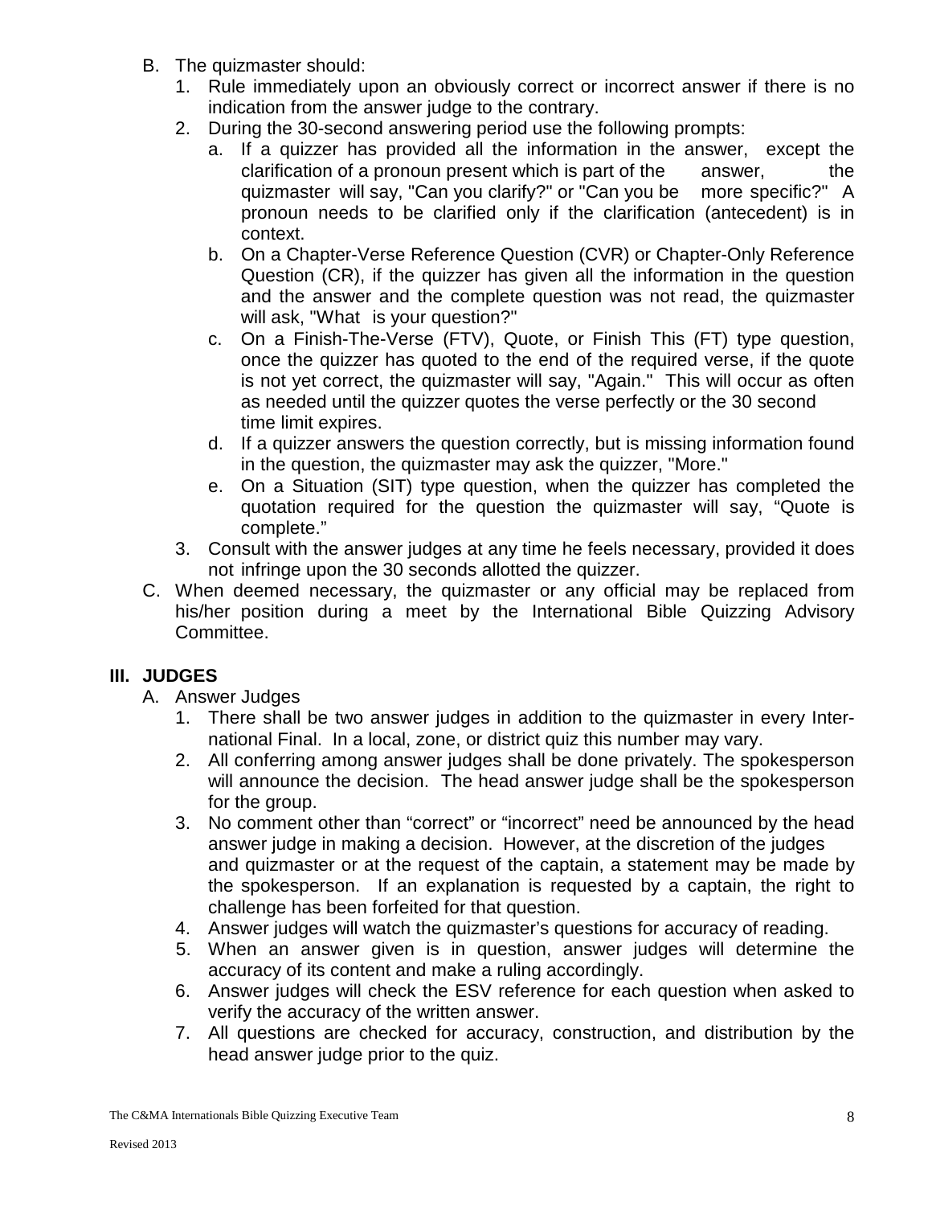B. The quizmaster should:
   1. Rule immediately upon an obviously correct or incorrect answer if there is no indication from the answer judge to the contrary.
   2. During the 30-second answering period use the following prompts:
      a. If a quizzer has provided all the information in the answer, except the clarification of a pronoun present which is part of the answer, the quizmaster will say, "Can you clarify?" or "Can you be more specific?" A pronoun needs to be clarified only if the clarification (antecedent) is in context.
      b. On a Chapter-Verse Reference Question (CVR) or Chapter-Only Reference Question (CR), if the quizzer has given all the information in the question and the answer and the complete question was not read, the quizmaster will ask, "What is your question?"
      c. On a Finish-The-Verse (FTV), Quote, or Finish This (FT) type question, once the quizzer has quoted to the end of the required verse, if the quote is not yet correct, the quizmaster will say, "Again." This will occur as often as needed until the quizzer quotes the verse perfectly or the 30 second time limit expires.
      d. If a quizzer answers the question correctly, but is missing information found in the question, the quizmaster may ask the quizzer, "More."
      e. On a Situation (SIT) type question, when the quizzer has completed the quotation required for the question the quizmaster will say, "Quote is complete."
   3. Consult with the answer judges at any time he feels necessary, provided it does not infringe upon the 30 seconds allotted the quizzer.

C. When deemed necessary, the quizmaster or any official may be replaced from his/her position during a meet by the International Bible Quizzing Advisory Committee.

## III. JUDGES

A. Answer Judges
   1. There shall be two answer judges in addition to the quizmaster in every International Final. In a local, zone, or district quiz this number may vary.
   2. All conferring among answer judges shall be done privately. The spokesperson will announce the decision. The head answer judge shall be the spokesperson for the group.
   3. No comment other than "correct" or "incorrect" need be announced by the head answer judge in making a decision. However, at the discretion of the judges and quizmaster or at the request of the captain, a statement may be made by the spokesperson. If an explanation is requested by a captain, the right to challenge has been forfeited for that question.
   4. Answer judges will watch the quizmaster's questions for accuracy of reading.
   5. When an answer given is in question, answer judges will determine the accuracy of its content and make a ruling accordingly.
   6. Answer judges will check the ESV reference for each question when asked to verify the accuracy of the written answer.
   7. All questions are checked for accuracy, construction, and distribution by the head answer judge prior to the quiz.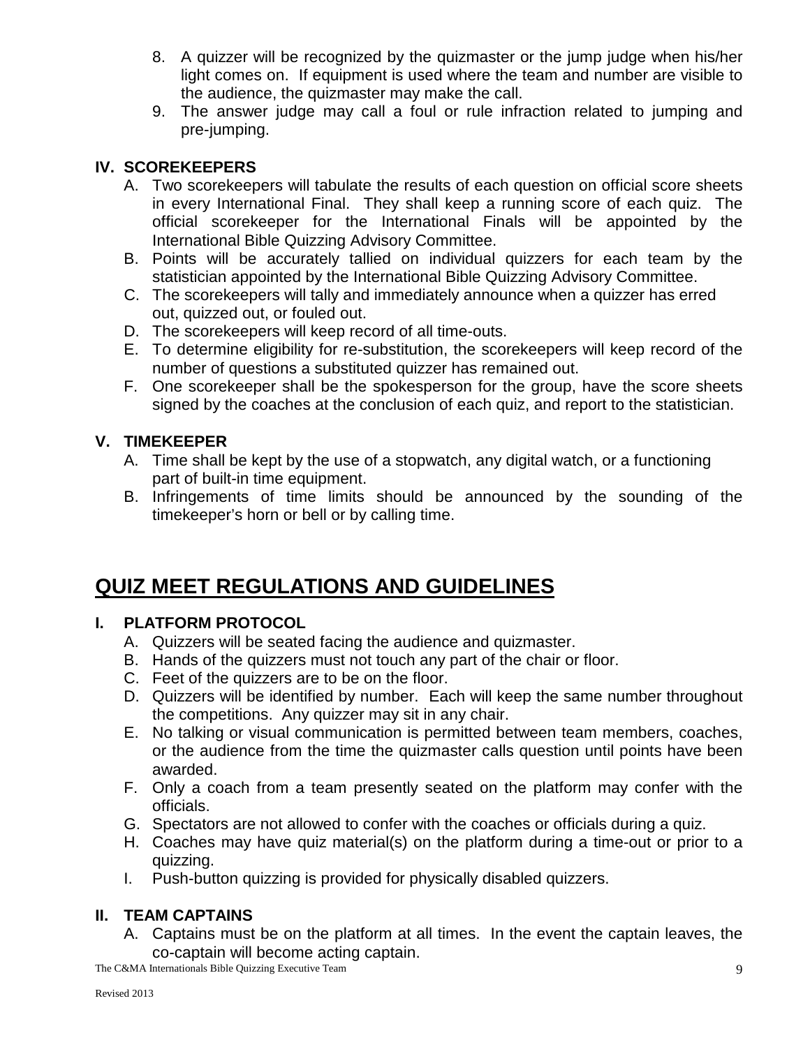8. A quizzer will be recognized by the quizmaster or the jump judge when his/her light comes on. If equipment is used where the team and number are visible to the audience, the quizmaster may make the call.
9. The answer judge may call a foul or rule infraction related to jumping and pre-jumping.

### IV. SCOREKEEPERS

A. Two scorekeepers will tabulate the results of each question on official score sheets in every International Final. They shall keep a running score of each quiz. The official scorekeeper for the International Finals will be appointed by the International Bible Quizzing Advisory Committee.
B. Points will be accurately tallied on individual quizzers for each team by the statistician appointed by the International Bible Quizzing Advisory Committee.
C. The scorekeepers will tally and immediately announce when a quizzer has erred out, quizzed out, or fouled out.
D. The scorekeepers will keep record of all time-outs.
E. To determine eligibility for re-substitution, the scorekeepers will keep record of the number of questions a substituted quizzer has remained out.
F. One scorekeeper shall be the spokesperson for the group, have the score sheets signed by the coaches at the conclusion of each quiz, and report to the statistician.

### V. TIMEKEEPER

A. Time shall be kept by the use of a stopwatch, any digital watch, or a functioning part of built-in time equipment.
B. Infringements of time limits should be announced by the sounding of the timekeeper's horn or bell or by calling time.

## QUIZ MEET REGULATIONS AND GUIDELINES

### I. PLATFORM PROTOCOL

A. Quizzers will be seated facing the audience and quizmaster.
B. Hands of the quizzers must not touch any part of the chair or floor.
C. Feet of the quizzers are to be on the floor.
D. Quizzers will be identified by number. Each will keep the same number throughout the competitions. Any quizzer may sit in any chair.
E. No talking or visual communication is permitted between team members, coaches, or the audience from the time the quizmaster calls question until points have been awarded.
F. Only a coach from a team presently seated on the platform may confer with the officials.
G. Spectators are not allowed to confer with the coaches or officials during a quiz.
H. Coaches may have quiz material(s) on the platform during a time-out or prior to a quizzing.
I. Push-button quizzing is provided for physically disabled quizzers.

### II. TEAM CAPTAINS

A. Captains must be on the platform at all times. In the event the captain leaves, the co-captain will become acting captain.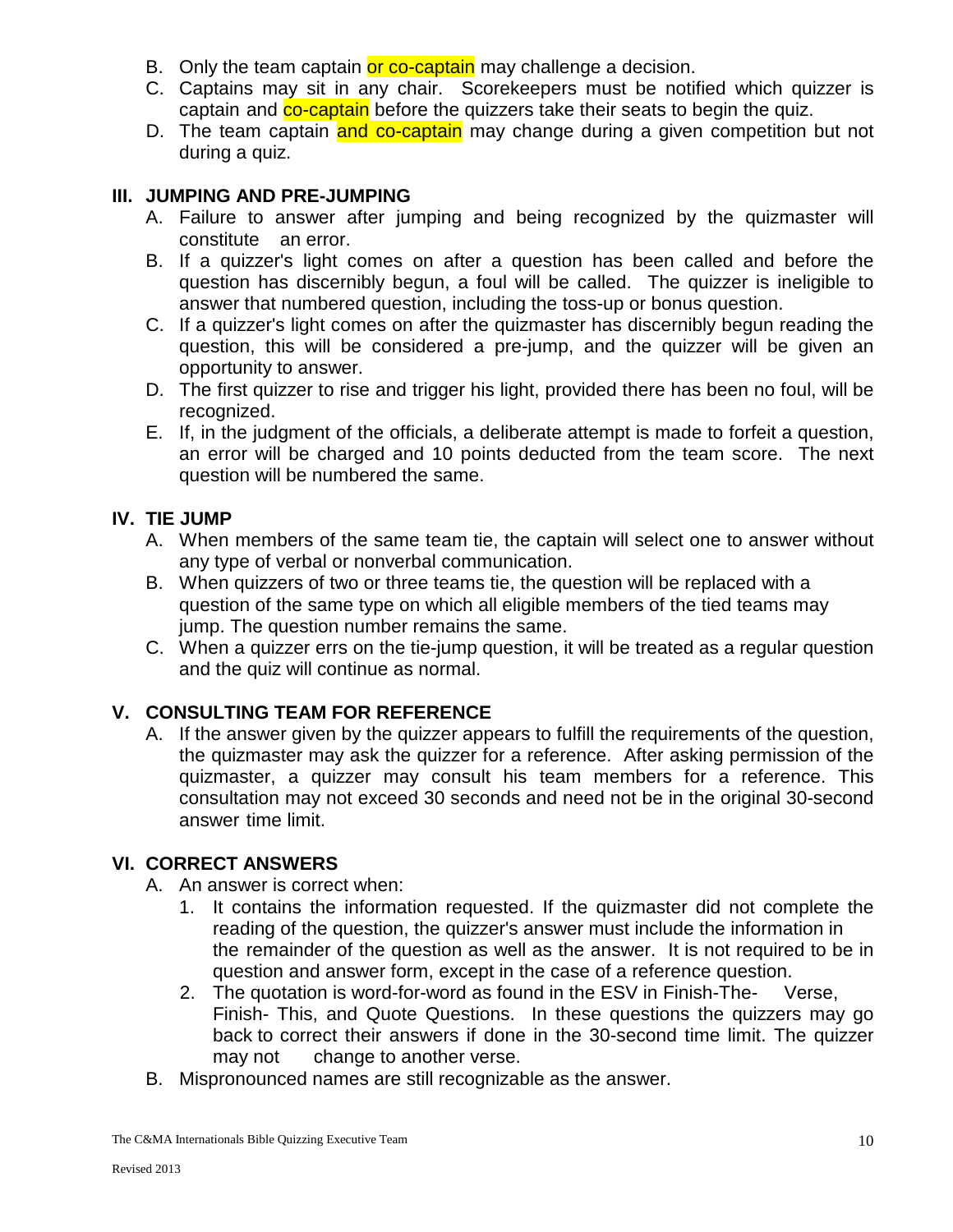B. Only the team captain or co-captain may challenge a decision.
C. Captains may sit in any chair. Scorekeepers must be notified which quizzer is captain and co-captain before the quizzers take their seats to begin the quiz.
D. The team captain and co-captain may change during a given competition but not during a quiz.

## III. JUMPING AND PRE-JUMPING

A. Failure to answer after jumping and being recognized by the quizmaster will constitute an error.
B. If a quizzer's light comes on after a question has been called and before the question has discernibly begun, a foul will be called. The quizzer is ineligible to answer that numbered question, including the toss-up or bonus question.
C. If a quizzer's light comes on after the quizmaster has discernibly begun reading the question, this will be considered a pre-jump, and the quizzer will be given an opportunity to answer.
D. The first quizzer to rise and trigger his light, provided there has been no foul, will be recognized.
E. If, in the judgment of the officials, a deliberate attempt is made to forfeit a question, an error will be charged and 10 points deducted from the team score. The next question will be numbered the same.

## IV. TIE JUMP

A. When members of the same team tie, the captain will select one to answer without any type of verbal or nonverbal communication.
B. When quizzers of two or three teams tie, the question will be replaced with a question of the same type on which all eligible members of the tied teams may jump. The question number remains the same.
C. When a quizzer errs on the tie-jump question, it will be treated as a regular question and the quiz will continue as normal.

## V. CONSULTING TEAM FOR REFERENCE

A. If the answer given by the quizzer appears to fulfill the requirements of the question, the quizmaster may ask the quizzer for a reference. After asking permission of the quizmaster, a quizzer may consult his team members for a reference. This consultation may not exceed 30 seconds and need not be in the original 30-second answer time limit.

## VI. CORRECT ANSWERS

A. An answer is correct when:
   1. It contains the information requested. If the quizmaster did not complete the reading of the question, the quizzer's answer must include the information in the remainder of the question as well as the answer. It is not required to be in question and answer form, except in the case of a reference question.
   2. The quotation is word-for-word as found in the ESV in Finish-The-Verse, Finish-This, and Quote Questions. In these questions the quizzers may go back to correct their answers if done in the 30-second time limit. The quizzer may not change to another verse.
B. Mispronounced names are still recognizable as the answer.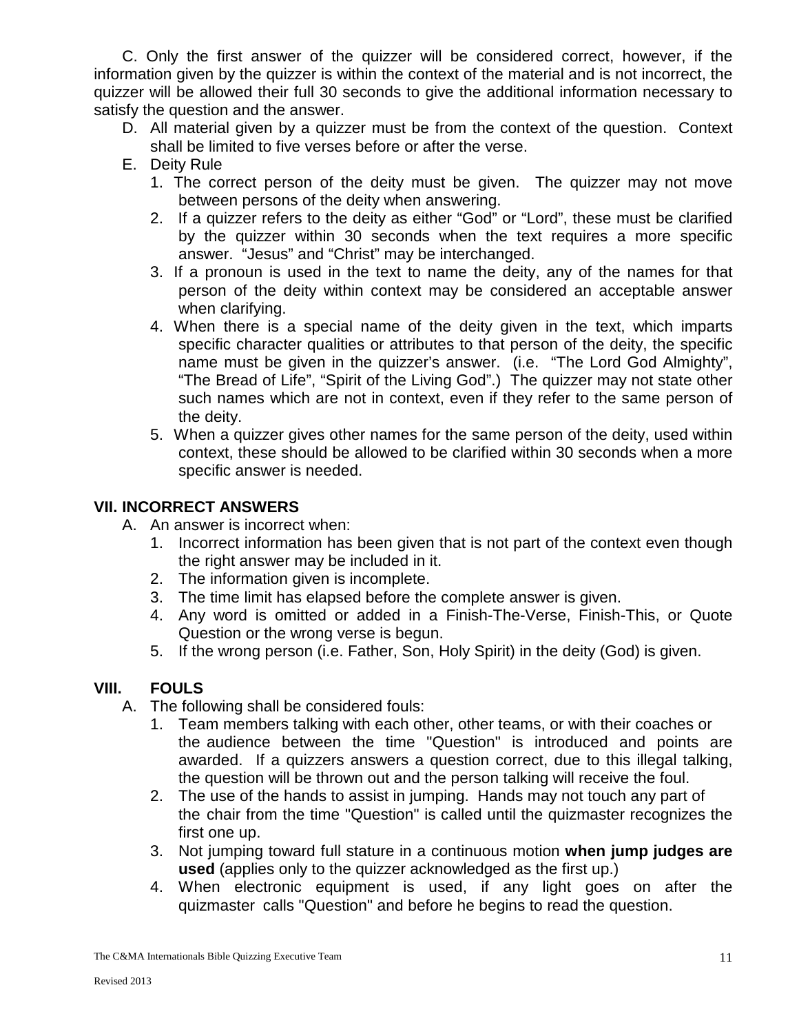C. Only the first answer of the quizzer will be considered correct, however, if the information given by the quizzer is within the context of the material and is not incorrect, the quizzer will be allowed their full 30 seconds to give the additional information necessary to satisfy the question and the answer.

D. All material given by a quizzer must be from the context of the question. Context shall be limited to five verses before or after the verse.

E. Deity Rule
   1. The correct person of the deity must be given. The quizzer may not move between persons of the deity when answering.
   2. If a quizzer refers to the deity as either "God" or "Lord", these must be clarified by the quizzer within 30 seconds when the text requires a more specific answer. "Jesus" and "Christ" may be interchanged.
   3. If a pronoun is used in the text to name the deity, any of the names for that person of the deity within context may be considered an acceptable answer when clarifying.
   4. When there is a special name of the deity given in the text, which imparts specific character qualities or attributes to that person of the deity, the specific name must be given in the quizzer's answer. (i.e. "The Lord God Almighty", "The Bread of Life", "Spirit of the Living God".) The quizzer may not state other such names which are not in context, even if they refer to the same person of the deity.
   5. When a quizzer gives other names for the same person of the deity, used within context, these should be allowed to be clarified within 30 seconds when a more specific answer is needed.

## VII. INCORRECT ANSWERS

A. An answer is incorrect when:
   1. Incorrect information has been given that is not part of the context even though the right answer may be included in it.
   2. The information given is incomplete.
   3. The time limit has elapsed before the complete answer is given.
   4. Any word is omitted or added in a Finish-The-Verse, Finish-This, or Quote Question or the wrong verse is begun.
   5. If the wrong person (i.e. Father, Son, Holy Spirit) in the deity (God) is given.

## VIII. FOULS

A. The following shall be considered fouls:
   1. Team members talking with each other, other teams, or with their coaches or the audience between the time "Question" is introduced and points are awarded. If a quizzers answers a question correct, due to this illegal talking, the question will be thrown out and the person talking will receive the foul.
   2. The use of the hands to assist in jumping. Hands may not touch any part of the chair from the time "Question" is called until the quizmaster recognizes the first one up.
   3. Not jumping toward full stature in a continuous motion **when jump judges are used** (applies only to the quizzer acknowledged as the first up.)
   4. When electronic equipment is used, if any light goes on after the quizmaster calls "Question" and before he begins to read the question.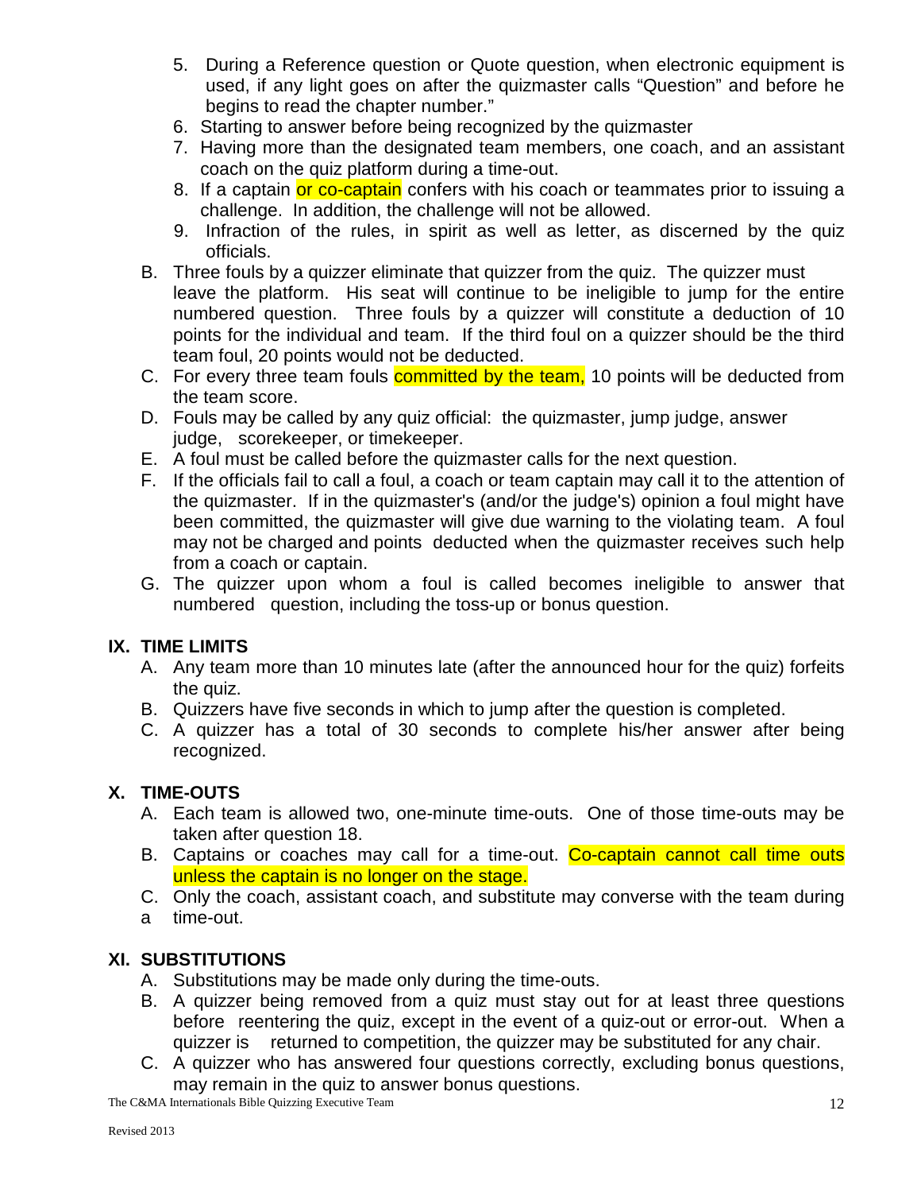5. During a Reference question or Quote question, when electronic equipment is used, if any light goes on after the quizmaster calls "Question" and before he begins to read the chapter number."
6. Starting to answer before being recognized by the quizmaster
7. Having more than the designated team members, one coach, and an assistant coach on the quiz platform during a time-out.
8. If a captain or co-captain confers with his coach or teammates prior to issuing a challenge. In addition, the challenge will not be allowed.
9. Infraction of the rules, in spirit as well as letter, as discerned by the quiz officials.

B. Three fouls by a quizzer eliminate that quizzer from the quiz. The quizzer must leave the platform. His seat will continue to be ineligible to jump for the entire numbered question. Three fouls by a quizzer will constitute a deduction of 10 points for the individual and team. If the third foul on a quizzer should be the third team foul, 20 points would not be deducted.

C. For every three team fouls committed by the team, 10 points will be deducted from the team score.

D. Fouls may be called by any quiz official: the quizmaster, jump judge, answer judge, scorekeeper, or timekeeper.

E. A foul must be called before the quizmaster calls for the next question.

F. If the officials fail to call a foul, a coach or team captain may call it to the attention of the quizmaster. If in the quizmaster's (and/or the judge's) opinion a foul might have been committed, the quizmaster will give due warning to the violating team. A foul may not be charged and points deducted when the quizmaster receives such help from a coach or captain.

G. The quizzer upon whom a foul is called becomes ineligible to answer that numbered question, including the toss-up or bonus question.

## IX. TIME LIMITS

A. Any team more than 10 minutes late (after the announced hour for the quiz) forfeits the quiz.

B. Quizzers have five seconds in which to jump after the question is completed.

C. A quizzer has a total of 30 seconds to complete his/her answer after being recognized.

## X. TIME-OUTS

A. Each team is allowed two, one-minute time-outs. One of those time-outs may be taken after question 18.

B. Captains or coaches may call for a time-out. Co-captain cannot call time outs unless the captain is no longer on the stage.

C. Only the coach, assistant coach, and substitute may converse with the team during a time-out.

## XI. SUBSTITUTIONS

A. Substitutions may be made only during the time-outs.

B. A quizzer being removed from a quiz must stay out for at least three questions before reentering the quiz, except in the event of a quiz-out or error-out. When a quizzer is returned to competition, the quizzer may be substituted for any chair.

C. A quizzer who has answered four questions correctly, excluding bonus questions, may remain in the quiz to answer bonus questions.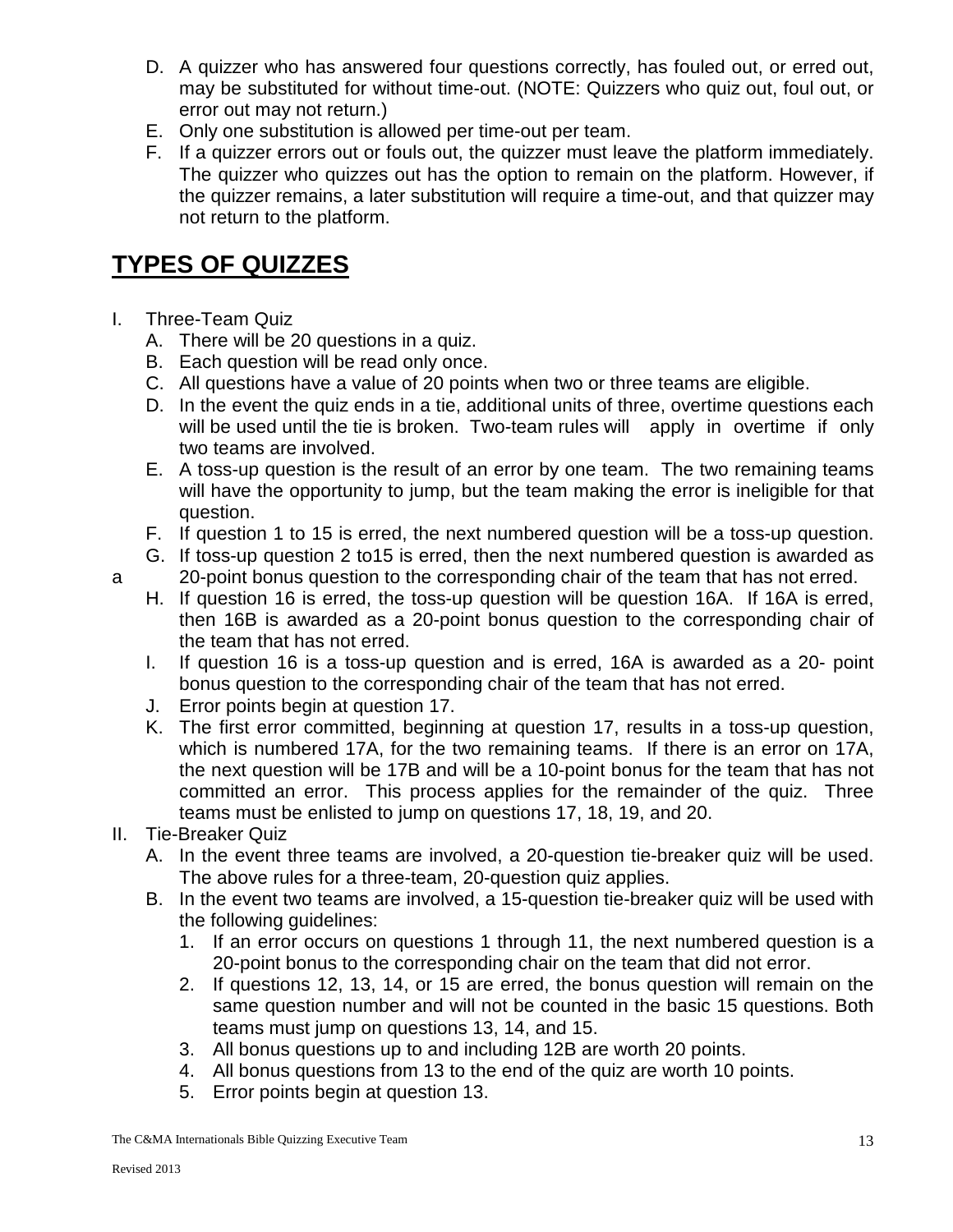D. A quizzer who has answered four questions correctly, has fouled out, or erred out, may be substituted for without time-out. (NOTE: Quizzers who quiz out, foul out, or error out may not return.)
E. Only one substitution is allowed per time-out per team.
F. If a quizzer errors out or fouls out, the quizzer must leave the platform immediately. The quizzer who quizzes out has the option to remain on the platform. However, if the quizzer remains, a later substitution will require a time-out, and that quizzer may not return to the platform.

# TYPES OF QUIZZES

I. Three-Team Quiz
   A. There will be 20 questions in a quiz.
   B. Each question will be read only once.
   C. All questions have a value of 20 points when two or three teams are eligible.
   D. In the event the quiz ends in a tie, additional units of three, overtime questions each will be used until the tie is broken. Two-team rules will apply in overtime if only two teams are involved.
   E. A toss-up question is the result of an error by one team. The two remaining teams will have the opportunity to jump, but the team making the error is ineligible for that question.
   F. If question 1 to 15 is erred, the next numbered question will be a toss-up question.
   G. If toss-up question 2 to15 is erred, then the next numbered question is awarded as a 20-point bonus question to the corresponding chair of the team that has not erred.
   H. If question 16 is erred, the toss-up question will be question 16A. If 16A is erred, then 16B is awarded as a 20-point bonus question to the corresponding chair of the team that has not erred.
   I. If question 16 is a toss-up question and is erred, 16A is awarded as a 20- point bonus question to the corresponding chair of the team that has not erred.
   J. Error points begin at question 17.
   K. The first error committed, beginning at question 17, results in a toss-up question, which is numbered 17A, for the two remaining teams. If there is an error on 17A, the next question will be 17B and will be a 10-point bonus for the team that has not committed an error. This process applies for the remainder of the quiz. Three teams must be enlisted to jump on questions 17, 18, 19, and 20.
II. Tie-Breaker Quiz
   A. In the event three teams are involved, a 20-question tie-breaker quiz will be used. The above rules for a three-team, 20-question quiz applies.
   B. In the event two teams are involved, a 15-question tie-breaker quiz will be used with the following guidelines:
      1. If an error occurs on questions 1 through 11, the next numbered question is a 20-point bonus to the corresponding chair on the team that did not error.
      2. If questions 12, 13, 14, or 15 are erred, the bonus question will remain on the same question number and will not be counted in the basic 15 questions. Both teams must jump on questions 13, 14, and 15.
      3. All bonus questions up to and including 12B are worth 20 points.
      4. All bonus questions from 13 to the end of the quiz are worth 10 points.
      5. Error points begin at question 13.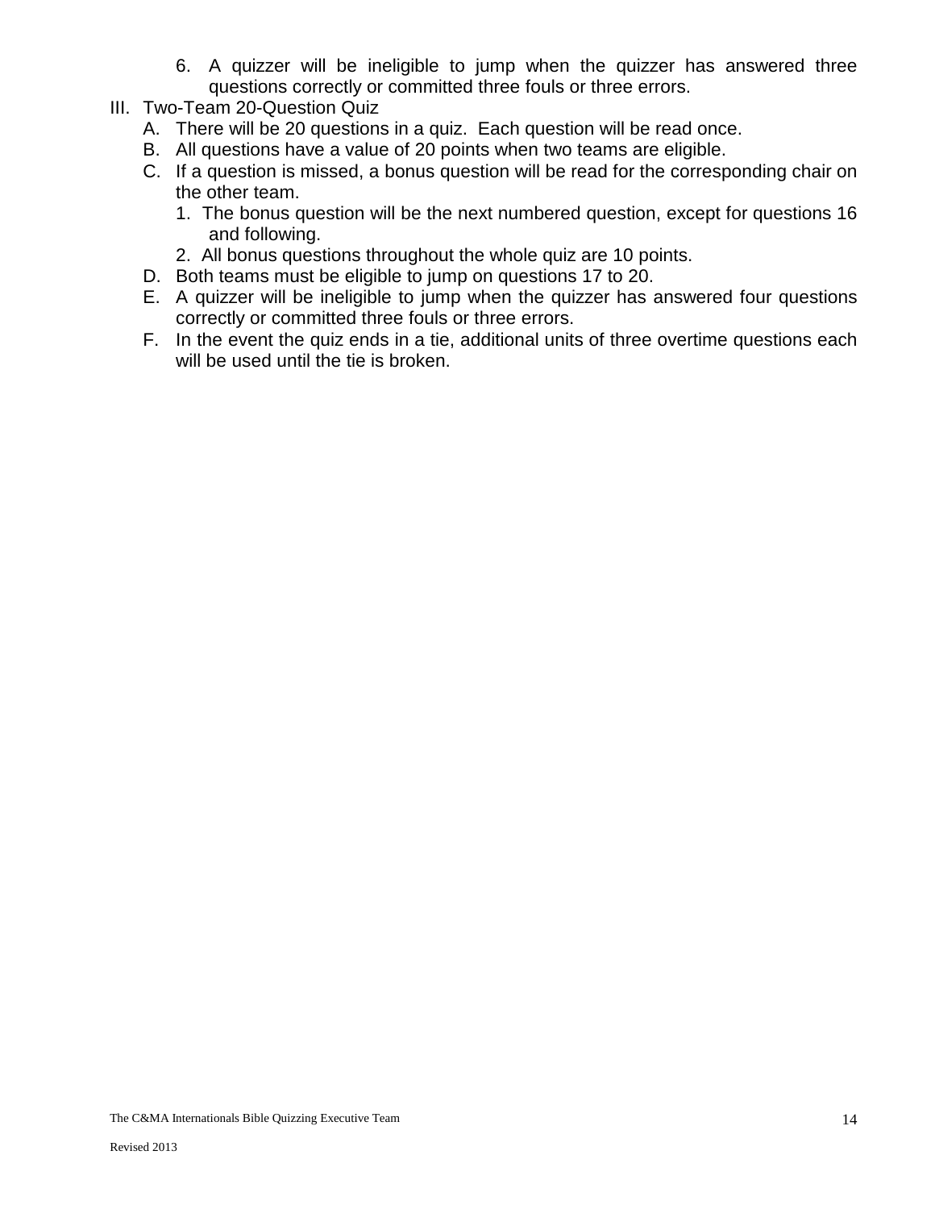6. A quizzer will be ineligible to jump when the quizzer has answered three questions correctly or committed three fouls or three errors.

III. Two-Team 20-Question Quiz
   A. There will be 20 questions in a quiz. Each question will be read once.
   B. All questions have a value of 20 points when two teams are eligible.
   C. If a question is missed, a bonus question will be read for the corresponding chair on the other team.
      1. The bonus question will be the next numbered question, except for questions 16 and following.
      2. All bonus questions throughout the whole quiz are 10 points.
   D. Both teams must be eligible to jump on questions 17 to 20.
   E. A quizzer will be ineligible to jump when the quizzer has answered four questions correctly or committed three fouls or three errors.
   F. In the event the quiz ends in a tie, additional units of three overtime questions each will be used until the tie is broken.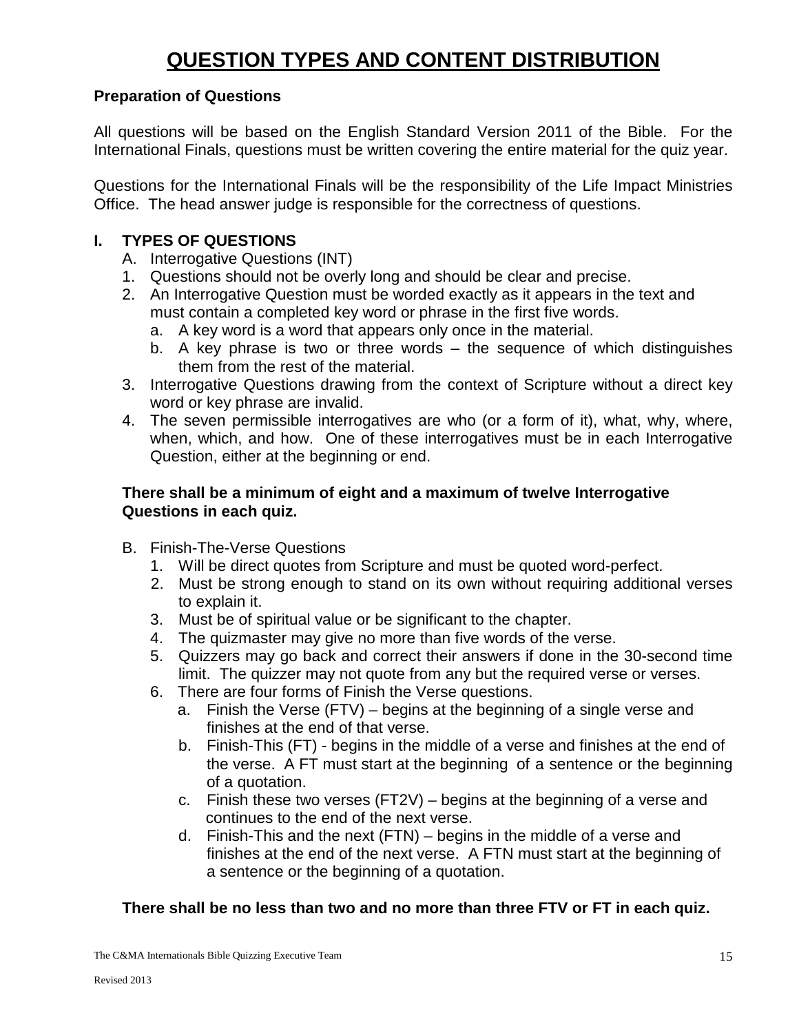# QUESTION TYPES AND CONTENT DISTRIBUTION

**Preparation of Questions**

All questions will be based on the English Standard Version 2011 of the Bible. For the International Finals, questions must be written covering the entire material for the quiz year.

Questions for the International Finals will be the responsibility of the Life Impact Ministries Office. The head answer judge is responsible for the correctness of questions.

## I. TYPES OF QUESTIONS

A. Interrogative Questions (INT)

1. Questions should not be overly long and should be clear and precise.
2. An Interrogative Question must be worded exactly as it appears in the text and must contain a completed key word or phrase in the first five words.
   a. A key word is a word that appears only once in the material.
   b. A key phrase is two or three words – the sequence of which distinguishes them from the rest of the material.
3. Interrogative Questions drawing from the context of Scripture without a direct key word or key phrase are invalid.
4. The seven permissible interrogatives are who (or a form of it), what, why, where, when, which, and how. One of these interrogatives must be in each Interrogative Question, either at the beginning or end.

**There shall be a minimum of eight and a maximum of twelve Interrogative Questions in each quiz.**

B. Finish-The-Verse Questions

1. Will be direct quotes from Scripture and must be quoted word-perfect.
2. Must be strong enough to stand on its own without requiring additional verses to explain it.
3. Must be of spiritual value or be significant to the chapter.
4. The quizmaster may give no more than five words of the verse.
5. Quizzers may go back and correct their answers if done in the 30-second time limit. The quizzer may not quote from any but the required verse or verses.
6. There are four forms of Finish the Verse questions.
   a. Finish the Verse (FTV) – begins at the beginning of a single verse and finishes at the end of that verse.
   b. Finish-This (FT) - begins in the middle of a verse and finishes at the end of the verse. A FT must start at the beginning of a sentence or the beginning of a quotation.
   c. Finish these two verses (FT2V) – begins at the beginning of a verse and continues to the end of the next verse.
   d. Finish-This and the next (FTN) – begins in the middle of a verse and finishes at the end of the next verse. A FTN must start at the beginning of a sentence or the beginning of a quotation.

**There shall be no less than two and no more than three FTV or FT in each quiz.**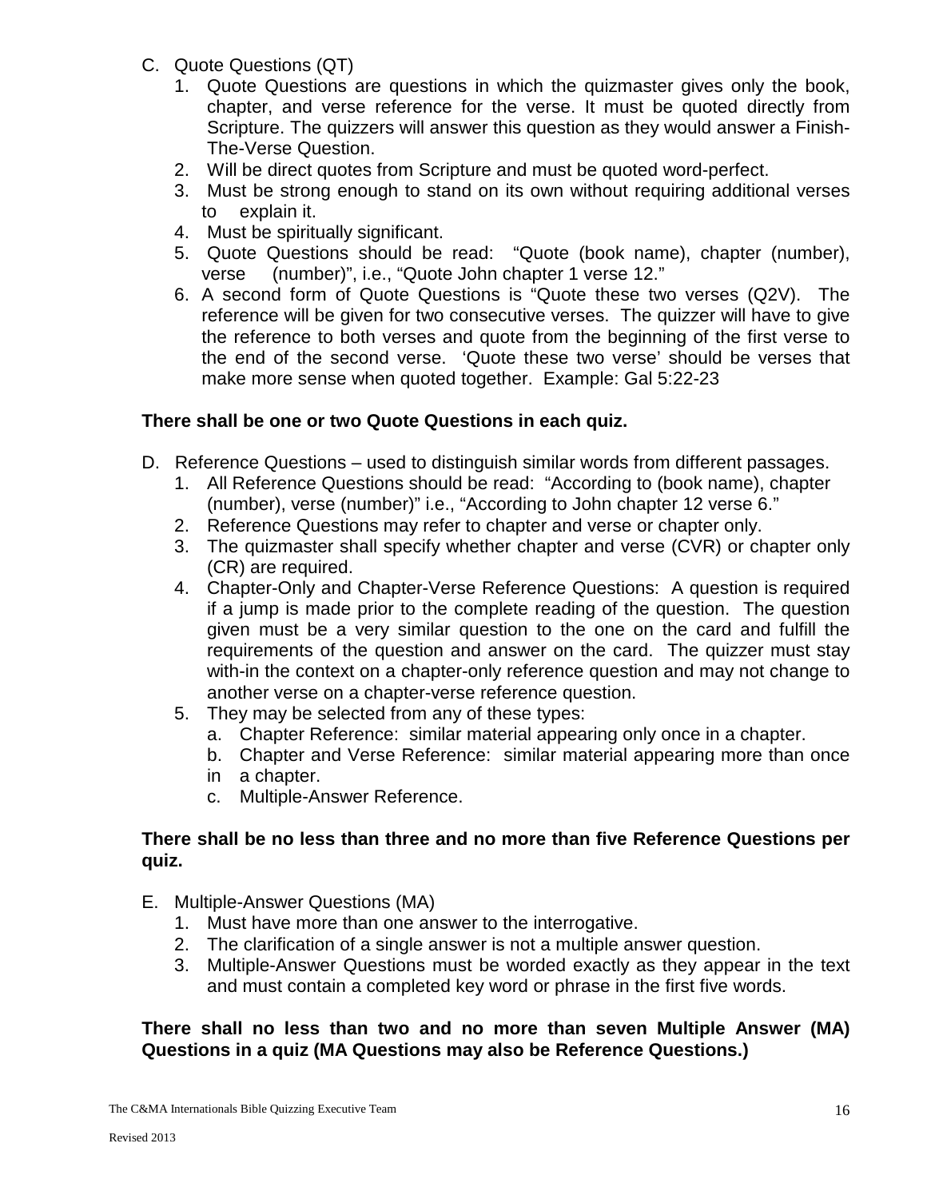C. Quote Questions (QT)
   1. Quote Questions are questions in which the quizmaster gives only the book, chapter, and verse reference for the verse. It must be quoted directly from Scripture. The quizzers will answer this question as they would answer a Finish-The-Verse Question.
   2. Will be direct quotes from Scripture and must be quoted word-perfect.
   3. Must be strong enough to stand on its own without requiring additional verses to explain it.
   4. Must be spiritually significant.
   5. Quote Questions should be read: "Quote (book name), chapter (number), verse (number)", i.e., "Quote John chapter 1 verse 12."
   6. A second form of Quote Questions is "Quote these two verses (Q2V). The reference will be given for two consecutive verses. The quizzer will have to give the reference to both verses and quote from the beginning of the first verse to the end of the second verse. 'Quote these two verse' should be verses that make more sense when quoted together. Example: Gal 5:22-23

**There shall be one or two Quote Questions in each quiz.**

D. Reference Questions – used to distinguish similar words from different passages.
   1. All Reference Questions should be read: "According to (book name), chapter (number), verse (number)" i.e., "According to John chapter 12 verse 6."
   2. Reference Questions may refer to chapter and verse or chapter only.
   3. The quizmaster shall specify whether chapter and verse (CVR) or chapter only (CR) are required.
   4. Chapter-Only and Chapter-Verse Reference Questions: A question is required if a jump is made prior to the complete reading of the question. The question given must be a very similar question to the one on the card and fulfill the requirements of the question and answer on the card. The quizzer must stay with-in the context on a chapter-only reference question and may not change to another verse on a chapter-verse reference question.
   5. They may be selected from any of these types:
      a. Chapter Reference: similar material appearing only once in a chapter.
      b. Chapter and Verse Reference: similar material appearing more than once in a chapter.
      c. Multiple-Answer Reference.

**There shall be no less than three and no more than five Reference Questions per quiz.**

E. Multiple-Answer Questions (MA)
   1. Must have more than one answer to the interrogative.
   2. The clarification of a single answer is not a multiple answer question.
   3. Multiple-Answer Questions must be worded exactly as they appear in the text and must contain a completed key word or phrase in the first five words.

**There shall no less than two and no more than seven Multiple Answer (MA) Questions in a quiz (MA Questions may also be Reference Questions.)**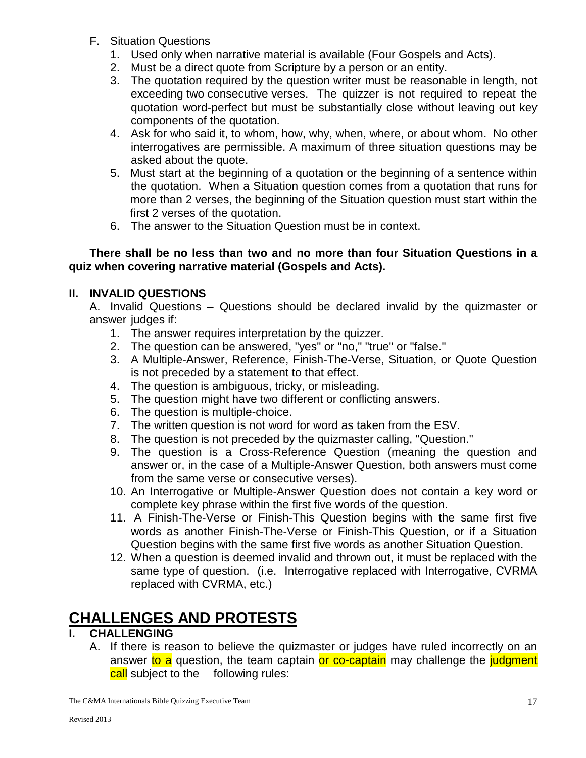F. Situation Questions

1. Used only when narrative material is available (Four Gospels and Acts).
2. Must be a direct quote from Scripture by a person or an entity.
3. The quotation required by the question writer must be reasonable in length, not exceeding two consecutive verses. The quizzer is not required to repeat the quotation word-perfect but must be substantially close without leaving out key components of the quotation.
4. Ask for who said it, to whom, how, why, when, where, or about whom. No other interrogatives are permissible. A maximum of three situation questions may be asked about the quote.
5. Must start at the beginning of a quotation or the beginning of a sentence within the quotation. When a Situation question comes from a quotation that runs for more than 2 verses, the beginning of the Situation question must start within the first 2 verses of the quotation.
6. The answer to the Situation Question must be in context.

**There shall be no less than two and no more than four Situation Questions in a quiz when covering narrative material (Gospels and Acts).**

## II. INVALID QUESTIONS

A. Invalid Questions – Questions should be declared invalid by the quizmaster or answer judges if:

1. The answer requires interpretation by the quizzer.
2. The question can be answered, "yes" or "no," "true" or "false."
3. A Multiple-Answer, Reference, Finish-The-Verse, Situation, or Quote Question is not preceded by a statement to that effect.
4. The question is ambiguous, tricky, or misleading.
5. The question might have two different or conflicting answers.
6. The question is multiple-choice.
7. The written question is not word for word as taken from the ESV.
8. The question is not preceded by the quizmaster calling, "Question."
9. The question is a Cross-Reference Question (meaning the question and answer or, in the case of a Multiple-Answer Question, both answers must come from the same verse or consecutive verses).
10. An Interrogative or Multiple-Answer Question does not contain a key word or complete key phrase within the first five words of the question.
11. A Finish-The-Verse or Finish-This Question begins with the same first five words as another Finish-The-Verse or Finish-This Question, or if a Situation Question begins with the same first five words as another Situation Question.
12. When a question is deemed invalid and thrown out, it must be replaced with the same type of question. (i.e. Interrogative replaced with Interrogative, CVRMA replaced with CVRMA, etc.)

# CHALLENGES AND PROTESTS

## I. CHALLENGING

A. If there is reason to believe the quizmaster or judges have ruled incorrectly on an answer to a question, the team captain or co-captain may challenge the judgment call subject to the following rules: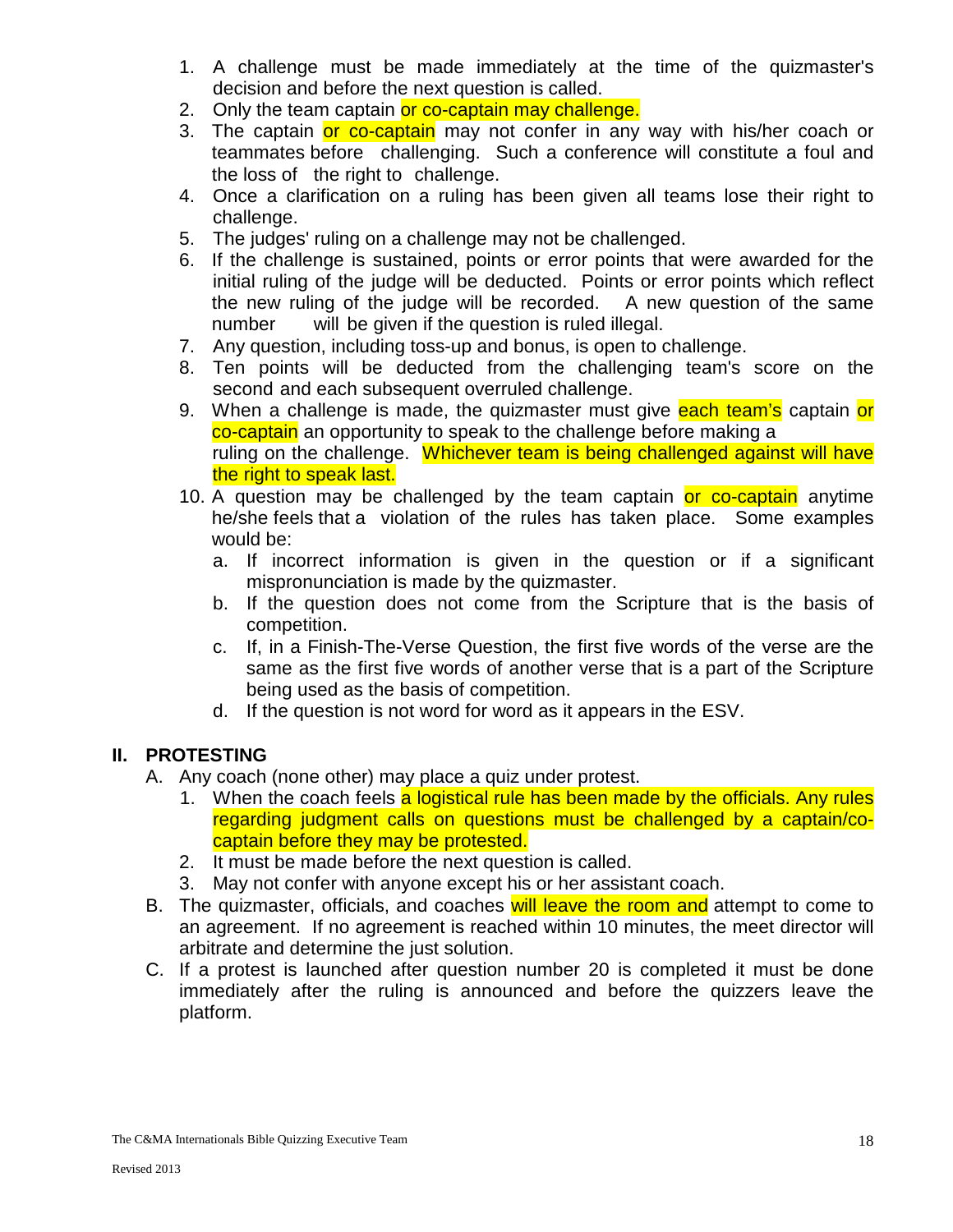1. A challenge must be made immediately at the time of the quizmaster's decision and before the next question is called.
2. Only the team captain or co-captain may challenge.
3. The captain or co-captain may not confer in any way with his/her coach or teammates before challenging. Such a conference will constitute a foul and the loss of the right to challenge.
4. Once a clarification on a ruling has been given all teams lose their right to challenge.
5. The judges' ruling on a challenge may not be challenged.
6. If the challenge is sustained, points or error points that were awarded for the initial ruling of the judge will be deducted. Points or error points which reflect the new ruling of the judge will be recorded. A new question of the same number will be given if the question is ruled illegal.
7. Any question, including toss-up and bonus, is open to challenge.
8. Ten points will be deducted from the challenging team's score on the second and each subsequent overruled challenge.
9. When a challenge is made, the quizmaster must give each team's captain or co-captain an opportunity to speak to the challenge before making a ruling on the challenge. Whichever team is being challenged against will have the right to speak last.
10. A question may be challenged by the team captain or co-captain anytime he/she feels that a violation of the rules has taken place. Some examples would be:
    a. If incorrect information is given in the question or if a significant mispronunciation is made by the quizmaster.
    b. If the question does not come from the Scripture that is the basis of competition.
    c. If, in a Finish-The-Verse Question, the first five words of the verse are the same as the first five words of another verse that is a part of the Scripture being used as the basis of competition.
    d. If the question is not word for word as it appears in the ESV.

## II. PROTESTING

A. Any coach (none other) may place a quiz under protest.
   1. When the coach feels a logistical rule has been made by the officials. Any rules regarding judgment calls on questions must be challenged by a captain/co-captain before they may be protested.
   2. It must be made before the next question is called.
   3. May not confer with anyone except his or her assistant coach.

B. The quizmaster, officials, and coaches will leave the room and attempt to come to an agreement. If no agreement is reached within 10 minutes, the meet director will arbitrate and determine the just solution.

C. If a protest is launched after question number 20 is completed it must be done immediately after the ruling is announced and before the quizzers leave the platform.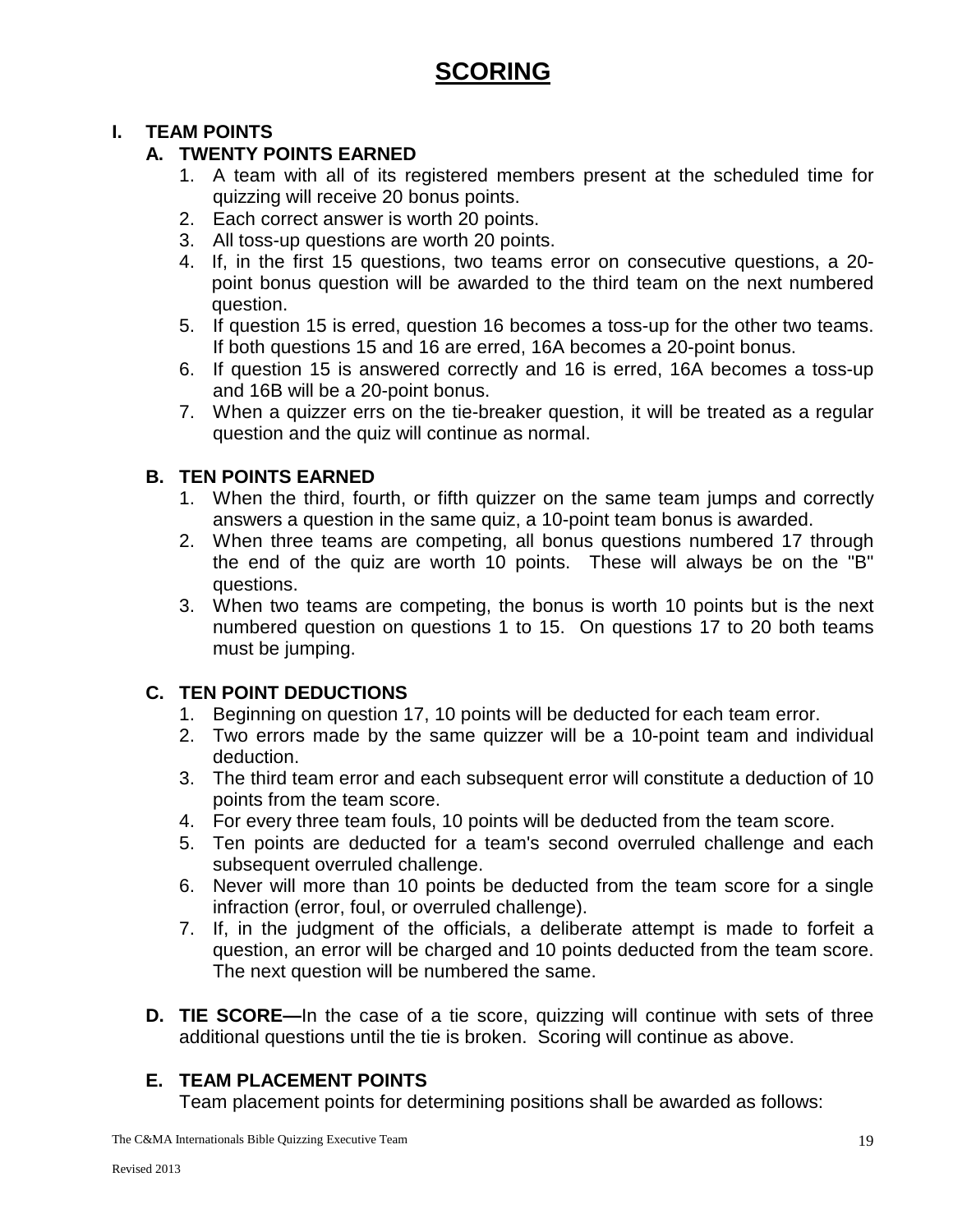# SCORING

## I. TEAM POINTS

### A. TWENTY POINTS EARNED

1. A team with all of its registered members present at the scheduled time for quizzing will receive 20 bonus points.
2. Each correct answer is worth 20 points.
3. All toss-up questions are worth 20 points.
4. If, in the first 15 questions, two teams error on consecutive questions, a 20-point bonus question will be awarded to the third team on the next numbered question.
5. If question 15 is erred, question 16 becomes a toss-up for the other two teams. If both questions 15 and 16 are erred, 16A becomes a 20-point bonus.
6. If question 15 is answered correctly and 16 is erred, 16A becomes a toss-up and 16B will be a 20-point bonus.
7. When a quizzer errs on the tie-breaker question, it will be treated as a regular question and the quiz will continue as normal.

### B. TEN POINTS EARNED

1. When the third, fourth, or fifth quizzer on the same team jumps and correctly answers a question in the same quiz, a 10-point team bonus is awarded.
2. When three teams are competing, all bonus questions numbered 17 through the end of the quiz are worth 10 points. These will always be on the "B" questions.
3. When two teams are competing, the bonus is worth 10 points but is the next numbered question on questions 1 to 15. On questions 17 to 20 both teams must be jumping.

### C. TEN POINT DEDUCTIONS

1. Beginning on question 17, 10 points will be deducted for each team error.
2. Two errors made by the same quizzer will be a 10-point team and individual deduction.
3. The third team error and each subsequent error will constitute a deduction of 10 points from the team score.
4. For every three team fouls, 10 points will be deducted from the team score.
5. Ten points are deducted for a team's second overruled challenge and each subsequent overruled challenge.
6. Never will more than 10 points be deducted from the team score for a single infraction (error, foul, or overruled challenge).
7. If, in the judgment of the officials, a deliberate attempt is made to forfeit a question, an error will be charged and 10 points deducted from the team score. The next question will be numbered the same.

### D. TIE SCORE—In the case of a tie score, quizzing will continue with sets of three additional questions until the tie is broken. Scoring will continue as above.

### E. TEAM PLACEMENT POINTS

Team placement points for determining positions shall be awarded as follows: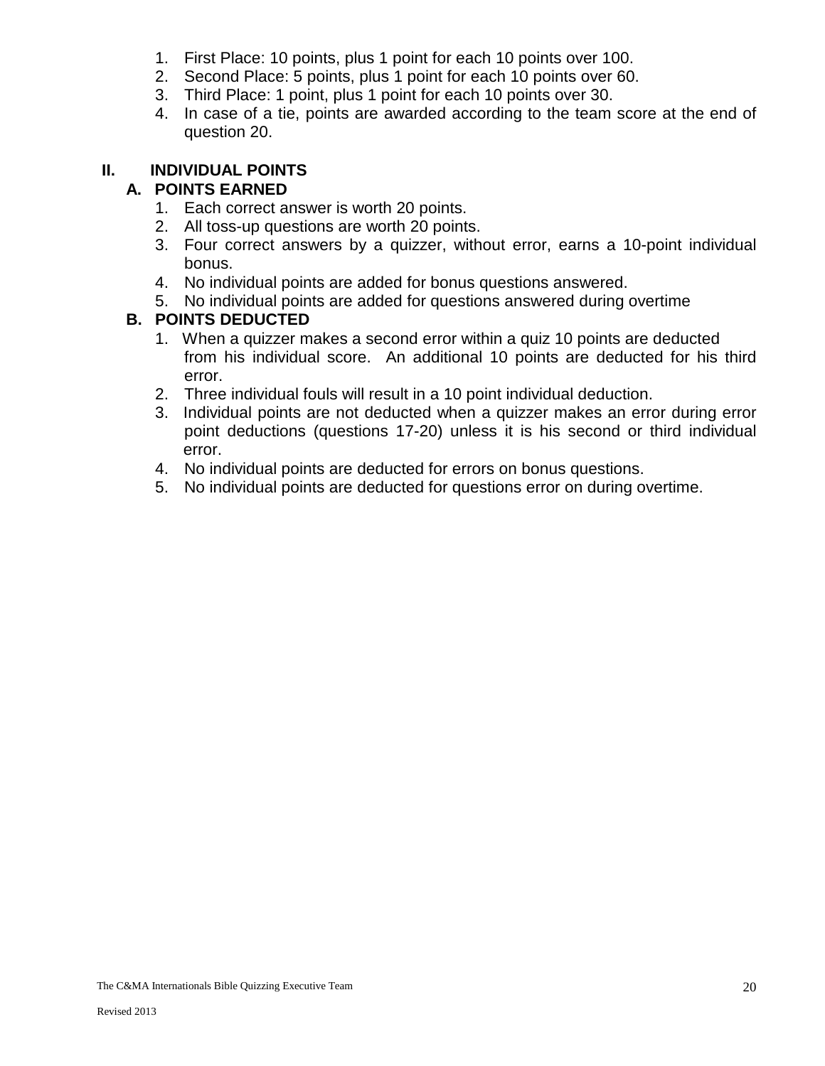1. First Place: 10 points, plus 1 point for each 10 points over 100.
2. Second Place: 5 points, plus 1 point for each 10 points over 60.
3. Third Place: 1 point, plus 1 point for each 10 points over 30.
4. In case of a tie, points are awarded according to the team score at the end of question 20.

## II. INDIVIDUAL POINTS

### A. POINTS EARNED

1. Each correct answer is worth 20 points.
2. All toss-up questions are worth 20 points.
3. Four correct answers by a quizzer, without error, earns a 10-point individual bonus.
4. No individual points are added for bonus questions answered.
5. No individual points are added for questions answered during overtime

### B. POINTS DEDUCTED

1. When a quizzer makes a second error within a quiz 10 points are deducted from his individual score. An additional 10 points are deducted for his third error.
2. Three individual fouls will result in a 10 point individual deduction.
3. Individual points are not deducted when a quizzer makes an error during error point deductions (questions 17-20) unless it is his second or third individual error.
4. No individual points are deducted for errors on bonus questions.
5. No individual points are deducted for questions error on during overtime.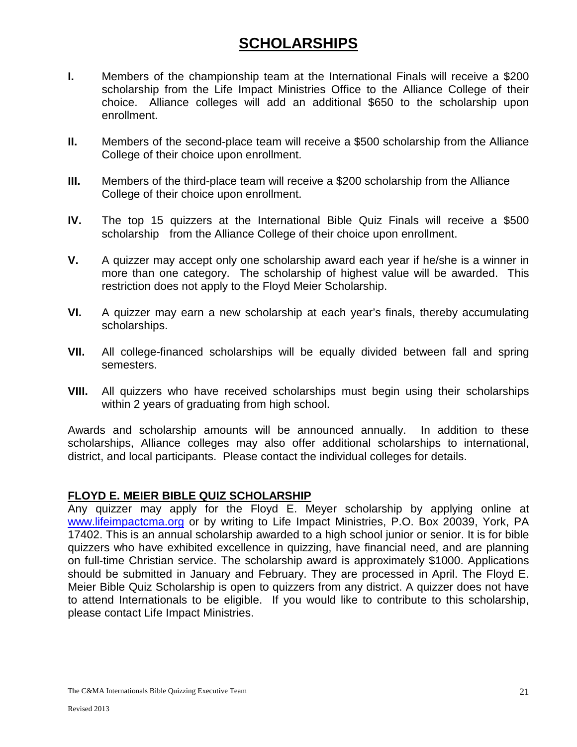# SCHOLARSHIPS

**I.** Members of the championship team at the International Finals will receive a $200 scholarship from the Life Impact Ministries Office to the Alliance College of their choice. Alliance colleges will add an additional $650 to the scholarship upon enrollment.

**II.** Members of the second-place team will receive a $500 scholarship from the Alliance College of their choice upon enrollment.

**III.** Members of the third-place team will receive a $200 scholarship from the Alliance College of their choice upon enrollment.

**IV.** The top 15 quizzers at the International Bible Quiz Finals will receive a $500 scholarship from the Alliance College of their choice upon enrollment.

**V.** A quizzer may accept only one scholarship award each year if he/she is a winner in more than one category. The scholarship of highest value will be awarded. This restriction does not apply to the Floyd Meier Scholarship.

**VI.** A quizzer may earn a new scholarship at each year's finals, thereby accumulating scholarships.

**VII.** All college-financed scholarships will be equally divided between fall and spring semesters.

**VIII.** All quizzers who have received scholarships must begin using their scholarships within 2 years of graduating from high school.

Awards and scholarship amounts will be announced annually. In addition to these scholarships, Alliance colleges may also offer additional scholarships to international, district, and local participants. Please contact the individual colleges for details.

## FLOYD E. MEIER BIBLE QUIZ SCHOLARSHIP

Any quizzer may apply for the Floyd E. Meyer scholarship by applying online at www.lifeimpactcma.org or by writing to Life Impact Ministries, P.O. Box 20039, York, PA 17402. This is an annual scholarship awarded to a high school junior or senior. It is for bible quizzers who have exhibited excellence in quizzing, have financial need, and are planning on full-time Christian service. The scholarship award is approximately $1000. Applications should be submitted in January and February. They are processed in April. The Floyd E. Meier Bible Quiz Scholarship is open to quizzers from any district. A quizzer does not have to attend Internationals to be eligible. If you would like to contribute to this scholarship, please contact Life Impact Ministries.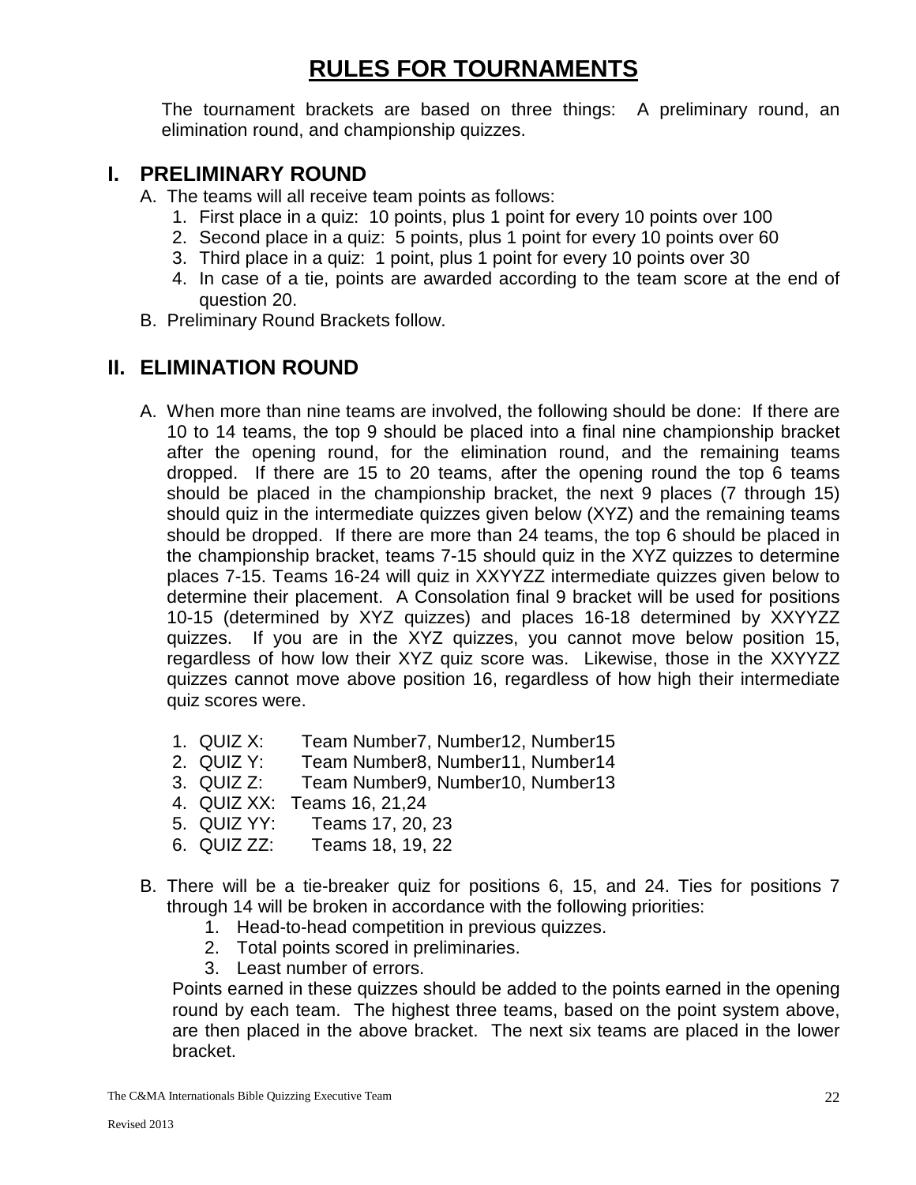# RULES FOR TOURNAMENTS

The tournament brackets are based on three things: A preliminary round, an elimination round, and championship quizzes.

## I. PRELIMINARY ROUND

A. The teams will all receive team points as follows:
   1. First place in a quiz: 10 points, plus 1 point for every 10 points over 100
   2. Second place in a quiz: 5 points, plus 1 point for every 10 points over 60
   3. Third place in a quiz: 1 point, plus 1 point for every 10 points over 30
   4. In case of a tie, points are awarded according to the team score at the end of question 20.

B. Preliminary Round Brackets follow.

## II. ELIMINATION ROUND

A. When more than nine teams are involved, the following should be done: If there are 10 to 14 teams, the top 9 should be placed into a final nine championship bracket after the opening round, for the elimination round, and the remaining teams dropped. If there are 15 to 20 teams, after the opening round the top 6 teams should be placed in the championship bracket, the next 9 places (7 through 15) should quiz in the intermediate quizzes given below (XYZ) and the remaining teams should be dropped. If there are more than 24 teams, the top 6 should be placed in the championship bracket, teams 7-15 should quiz in the XYZ quizzes to determine places 7-15. Teams 16-24 will quiz in XXYYZZ intermediate quizzes given below to determine their placement. A Consolation final 9 bracket will be used for positions 10-15 (determined by XYZ quizzes) and places 16-18 determined by XXYYZZ quizzes. If you are in the XYZ quizzes, you cannot move below position 15, regardless of how low their XYZ quiz score was. Likewise, those in the XXYYZZ quizzes cannot move above position 16, regardless of how high their intermediate quiz scores were.

   1. QUIZ X: Team Number7, Number12, Number15
   2. QUIZ Y: Team Number8, Number11, Number14
   3. QUIZ Z: Team Number9, Number10, Number13
   4. QUIZ XX: Teams 16, 21,24
   5. QUIZ YY: Teams 17, 20, 23
   6. QUIZ ZZ: Teams 18, 19, 22

B. There will be a tie-breaker quiz for positions 6, 15, and 24. Ties for positions 7 through 14 will be broken in accordance with the following priorities:
   1. Head-to-head competition in previous quizzes.
   2. Total points scored in preliminaries.
   3. Least number of errors.

   Points earned in these quizzes should be added to the points earned in the opening round by each team. The highest three teams, based on the point system above, are then placed in the above bracket. The next six teams are placed in the lower bracket.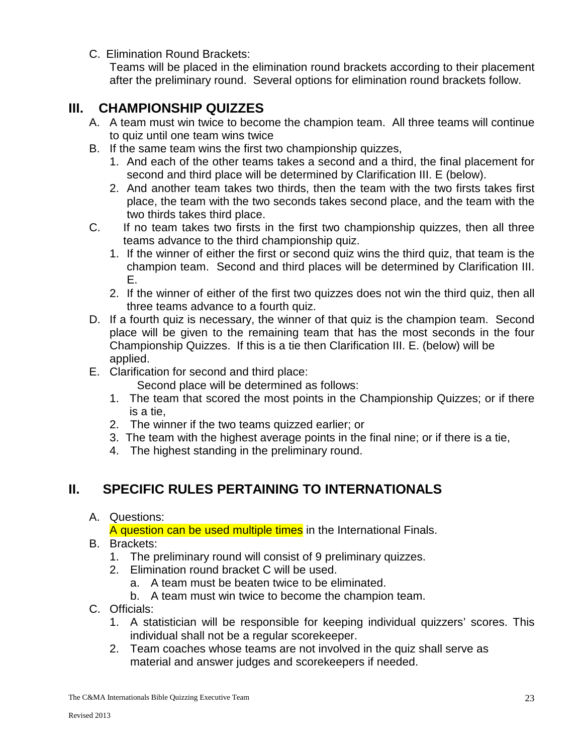C. Elimination Round Brackets:

Teams will be placed in the elimination round brackets according to their placement after the preliminary round. Several options for elimination round brackets follow.

## III. CHAMPIONSHIP QUIZZES

A. A team must win twice to become the champion team. All three teams will continue to quiz until one team wins twice

B. If the same team wins the first two championship quizzes,

1. And each of the other teams takes a second and a third, the final placement for second and third place will be determined by Clarification III. E (below).
2. And another team takes two thirds, then the team with the two firsts takes first place, the team with the two seconds takes second place, and the team with the two thirds takes third place.

C. If no team takes two firsts in the first two championship quizzes, then all three teams advance to the third championship quiz.

1. If the winner of either the first or second quiz wins the third quiz, that team is the champion team. Second and third places will be determined by Clarification III. E.
2. If the winner of either of the first two quizzes does not win the third quiz, then all three teams advance to a fourth quiz.

D. If a fourth quiz is necessary, the winner of that quiz is the champion team. Second place will be given to the remaining team that has the most seconds in the four Championship Quizzes. If this is a tie then Clarification III. E. (below) will be applied.

E. Clarification for second and third place:

Second place will be determined as follows:

1. The team that scored the most points in the Championship Quizzes; or if there is a tie,
2. The winner if the two teams quizzed earlier; or
3. The team with the highest average points in the final nine; or if there is a tie,
4. The highest standing in the preliminary round.

## II. SPECIFIC RULES PERTAINING TO INTERNATIONALS

A. Questions:

A question can be used multiple times in the International Finals.

B. Brackets:

1. The preliminary round will consist of 9 preliminary quizzes.
2. Elimination round bracket C will be used.
   a. A team must be beaten twice to be eliminated.
   b. A team must win twice to become the champion team.

C. Officials:

1. A statistician will be responsible for keeping individual quizzers' scores. This individual shall not be a regular scorekeeper.
2. Team coaches whose teams are not involved in the quiz shall serve as material and answer judges and scorekeepers if needed.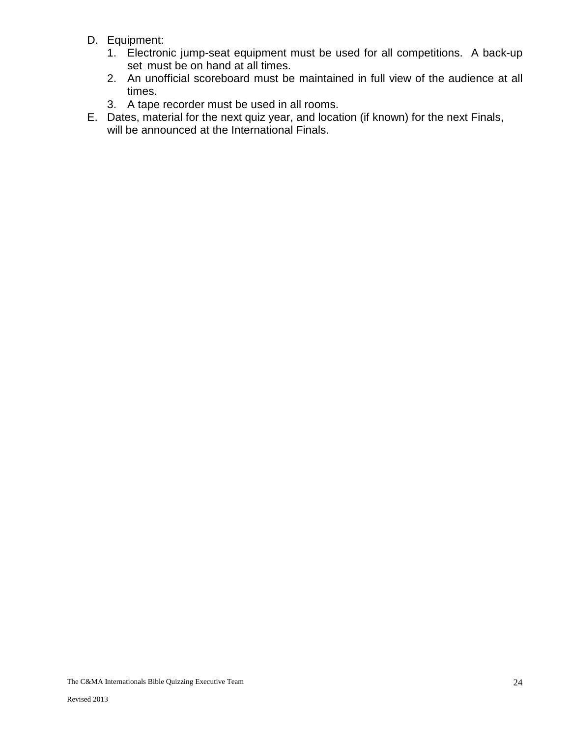D. Equipment:
   1. Electronic jump-seat equipment must be used for all competitions. A back-up set must be on hand at all times.
   2. An unofficial scoreboard must be maintained in full view of the audience at all times.
   3. A tape recorder must be used in all rooms.

E. Dates, material for the next quiz year, and location (if known) for the next Finals, will be announced at the International Finals.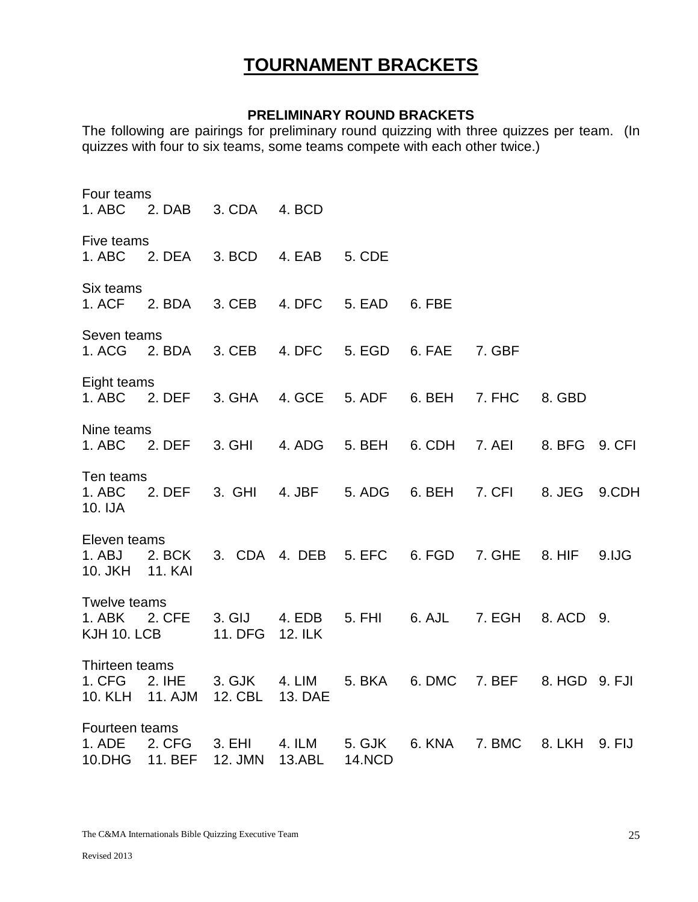# TOURNAMENT BRACKETS

### PRELIMINARY ROUND BRACKETS

The following are pairings for preliminary round quizzing with three quizzes per team. (In quizzes with four to six teams, some teams compete with each other twice.)

Four teams
1. ABC 2. DAB 3. CDA 4. BCD

Five teams
1. ABC 2. DEA 3. BCD 4. EAB 5. CDE

Six teams
1. ACF 2. BDA 3. CEB 4. DFC 5. EAD 6. FBE

Seven teams
1. ACG 2. BDA 3. CEB 4. DFC 5. EGD 6. FAE 7. GBF

Eight teams
1. ABC 2. DEF 3. GHA 4. GCE 5. ADF 6. BEH 7. FHC 8. GBD

Nine teams
1. ABC 2. DEF 3. GHI 4. ADG 5. BEH 6. CDH 7. AEI 8. BFG 9. CFI

Ten teams
1. ABC 2. DEF 3. GHI 4. JBF 5. ADG 6. BEH 7. CFI 8. JEG 9.CDH 10. IJA

Eleven teams
1. ABJ 2. BCK 3. CDA 4. DEB 5. EFC 6. FGD 7. GHE 8. HIF 9.IJG 10. JKH 11. KAI

Twelve teams
1. ABK 2. CFE 3. GIJ 4. EDB 5. FHI 6. AJL 7. EGH 8. ACD 9. KJH 10. LCB 11. DFG 12. ILK

Thirteen teams
1. CFG 2. IHE 3. GJK 4. LIM 5. BKA 6. DMC 7. BEF 8. HGD 9. FJI 10. KLH 11. AJM 12. CBL 13. DAE

Fourteen teams
1. ADE 2. CFG 3. EHI 4. ILM 5. GJK 6. KNA 7. BMC 8. LKH 9. FIJ 10.DHG 11. BEF 12. JMN 13.ABL 14.NCD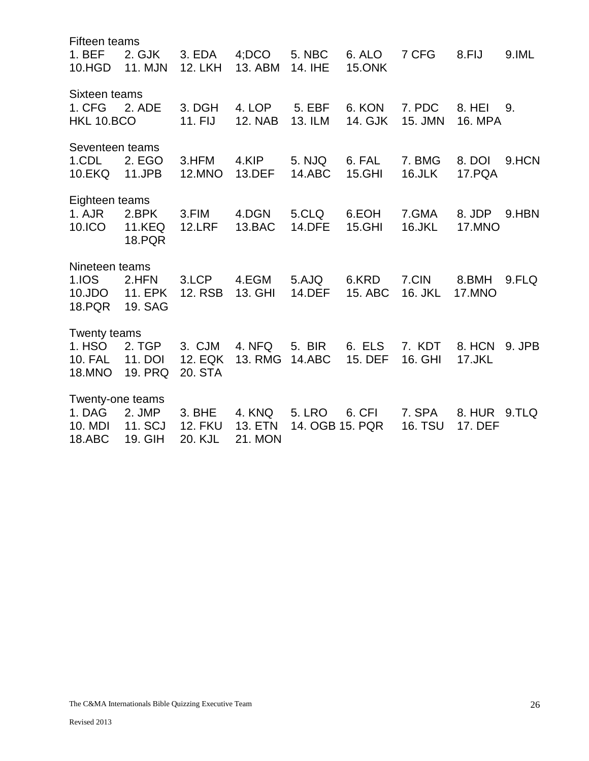Fifteen teams
1. BEF 2. GJK 3. EDA 4;DCO 5. NBC 6. ALO 7 CFG 8.FIJ 9.IML
10.HGD 11. MJN 12. LKH 13. ABM 14. IHE 15.ONK

Sixteen teams
1. CFG 2. ADE 3. DGH 4. LOP 5. EBF 6. KON 7. PDC 8. HEI 9. HKL 10.BCO 11. FIJ 12. NAB 13. ILM 14. GJK 15. JMN 16. MPA

Seventeen teams
1.CDL 2. EGO 3.HFM 4.KIP 5. NJQ 6. FAL 7. BMG 8. DOI 9.HCN
10.EKQ 11.JPB 12.MNO 13.DEF 14.ABC 15.GHI 16.JLK 17.PQA

Eighteen teams
1. AJR 2.BPK 3.FIM 4.DGN 5.CLQ 6.EOH 7.GMA 8. JDP 9.HBN
10.ICO 11.KEQ 12.LRF 13.BAC 14.DFE 15.GHI 16.JKL 17.MNO
18.PQR

Nineteen teams
1.IOS 2.HFN 3.LCP 4.EGM 5.AJQ 6.KRD 7.CIN 8.BMH 9.FLQ
10.JDO 11. EPK 12. RSB 13. GHI 14.DEF 15. ABC 16. JKL 17.MNO
18.PQR 19. SAG

Twenty teams
1. HSO 2. TGP 3. CJM 4. NFQ 5. BIR 6. ELS 7. KDT 8. HCN 9. JPB
10. FAL 11. DOI 12. EQK 13. RMG 14.ABC 15. DEF 16. GHI 17.JKL
18.MNO 19. PRQ 20. STA

Twenty-one teams
1. DAG 2. JMP 3. BHE 4. KNQ 5. LRO 6. CFI 7. SPA 8. HUR 9.TLQ
10. MDI 11. SCJ 12. FKU 13. ETN 14. OGB 15. PQR 16. TSU 17. DEF
18.ABC 19. GIH 20. KJL 21. MON

The C&MA Internationals Bible Quizzing Executive Team

Revised 2013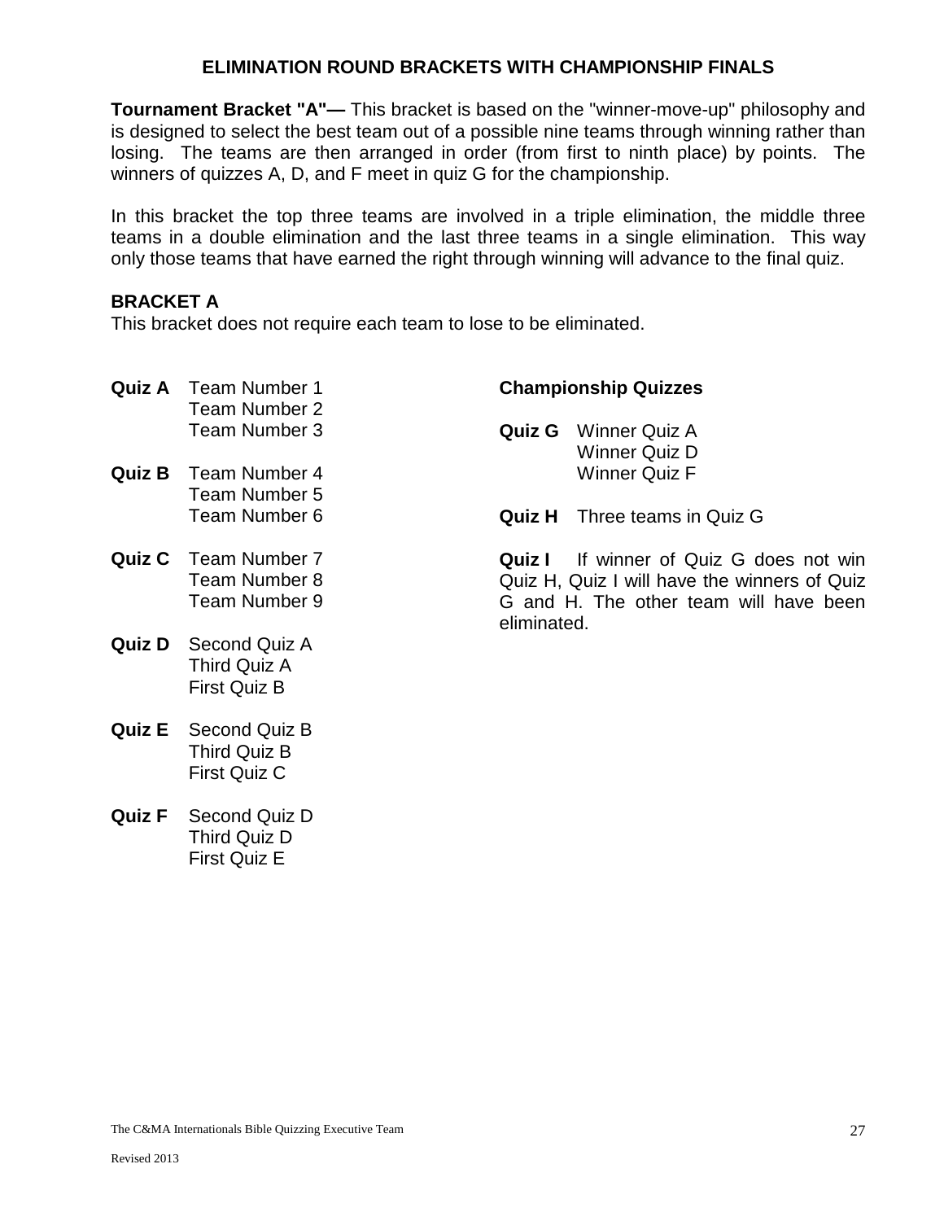# ELIMINATION ROUND BRACKETS WITH CHAMPIONSHIP FINALS

**Tournament Bracket "A"—** This bracket is based on the "winner-move-up" philosophy and is designed to select the best team out of a possible nine teams through winning rather than losing. The teams are then arranged in order (from first to ninth place) by points. The winners of quizzes A, D, and F meet in quiz G for the championship.

In this bracket the top three teams are involved in a triple elimination, the middle three teams in a double elimination and the last three teams in a single elimination. This way only those teams that have earned the right through winning will advance to the final quiz.

## BRACKET A

This bracket does not require each team to lose to be eliminated.

**Quiz A** Team Number 1
Team Number 2
Team Number 3

**Quiz B** Team Number 4
Team Number 5
Team Number 6

**Quiz C** Team Number 7
Team Number 8
Team Number 9

**Quiz D** Second Quiz A
Third Quiz A
First Quiz B

**Quiz E** Second Quiz B
Third Quiz B
First Quiz C

**Quiz F** Second Quiz D
Third Quiz D
First Quiz E

### Championship Quizzes

**Quiz G** Winner Quiz A
Winner Quiz D
Winner Quiz F

**Quiz H** Three teams in Quiz G

**Quiz I** If winner of Quiz G does not win Quiz H, Quiz I will have the winners of Quiz G and H. The other team will have been eliminated.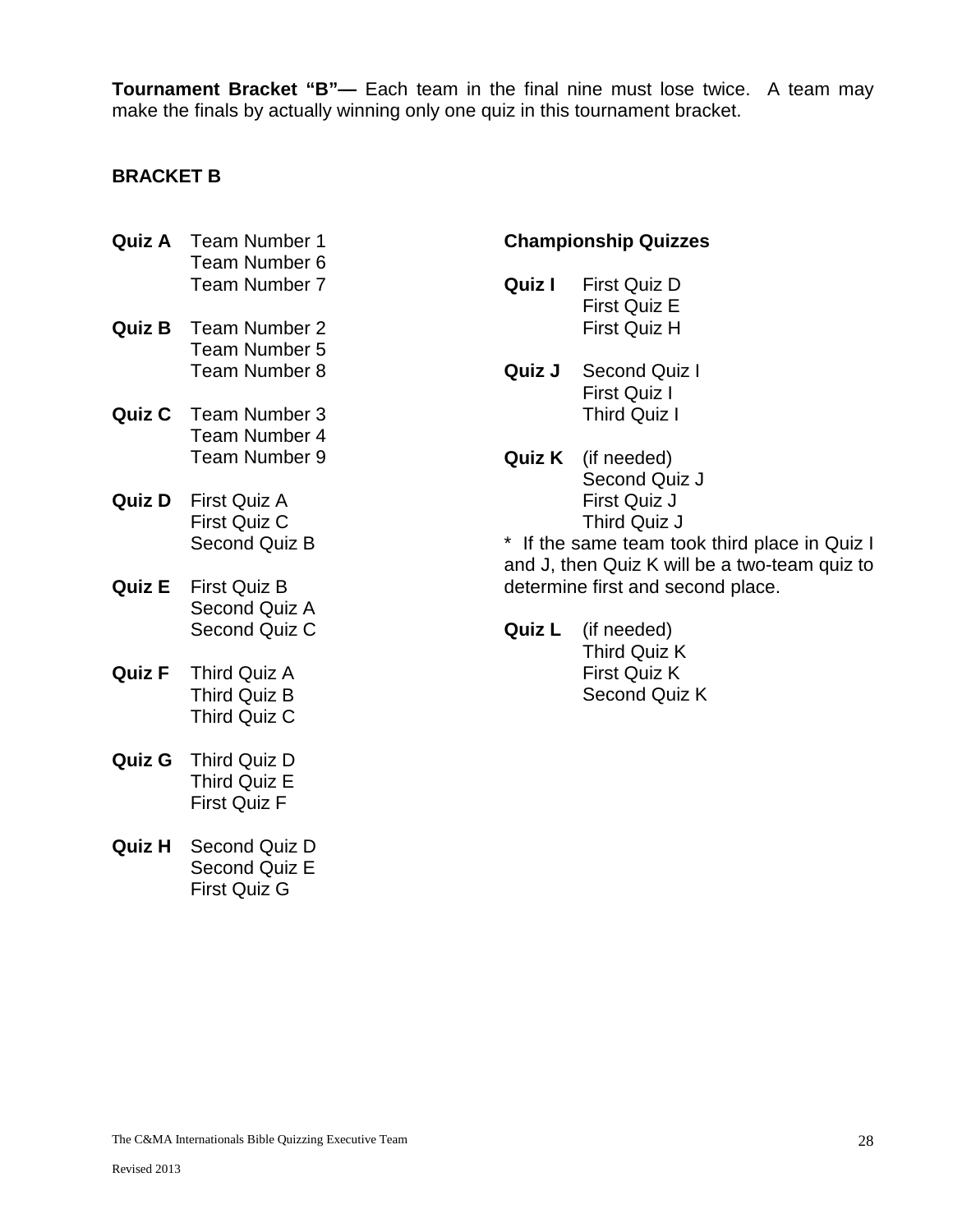**Tournament Bracket "B"—** Each team in the final nine must lose twice. A team may make the finals by actually winning only one quiz in this tournament bracket.

**BRACKET B**

**Quiz A** Team Number 1
Team Number 6
Team Number 7

**Quiz B** Team Number 2
Team Number 5
Team Number 8

**Quiz C** Team Number 3
Team Number 4
Team Number 9

**Quiz D** First Quiz A
First Quiz C
Second Quiz B

**Quiz E** First Quiz B
Second Quiz A
Second Quiz C

**Quiz F** Third Quiz A
Third Quiz B
Third Quiz C

**Quiz G** Third Quiz D
Third Quiz E
First Quiz F

**Quiz H** Second Quiz D
Second Quiz E
First Quiz G

**Championship Quizzes**

**Quiz I** First Quiz D
First Quiz E
First Quiz H

**Quiz J** Second Quiz I
First Quiz I
Third Quiz I

**Quiz K** (if needed)
Second Quiz J
First Quiz J
Third Quiz J

* If the same team took third place in Quiz I and J, then Quiz K will be a two-team quiz to determine first and second place.

**Quiz L** (if needed)
Third Quiz K
First Quiz K
Second Quiz K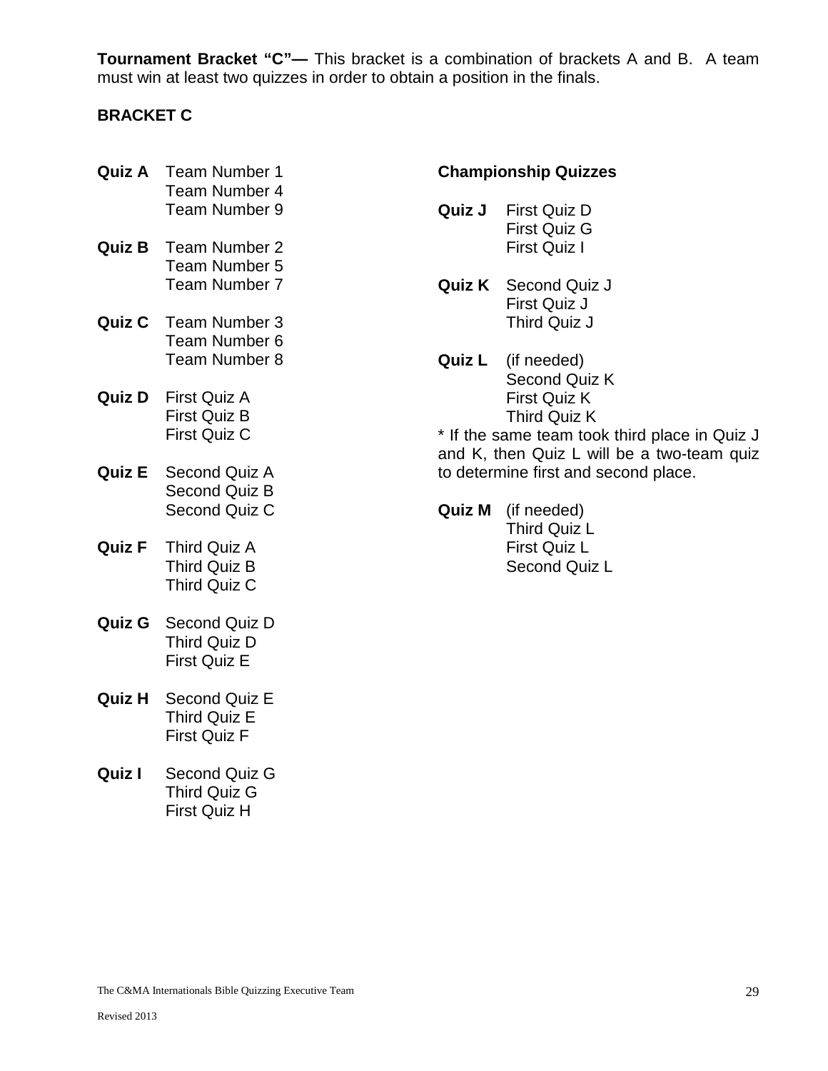**Tournament Bracket "C"—** This bracket is a combination of brackets A and B. A team must win at least two quizzes in order to obtain a position in the finals.

**BRACKET C**

**Quiz A** Team Number 1
Team Number 4
Team Number 9

**Quiz B** Team Number 2
Team Number 5
Team Number 7

**Quiz C** Team Number 3
Team Number 6
Team Number 8

**Quiz D** First Quiz A
First Quiz B
First Quiz C

**Quiz E** Second Quiz A
Second Quiz B
Second Quiz C

**Quiz F** Third Quiz A
Third Quiz B
Third Quiz C

**Quiz G** Second Quiz D
Third Quiz D
First Quiz E

**Quiz H** Second Quiz E
Third Quiz E
First Quiz F

**Quiz I** Second Quiz G
Third Quiz G
First Quiz H

**Championship Quizzes**

**Quiz J** First Quiz D
First Quiz G
First Quiz I

**Quiz K** Second Quiz J
First Quiz J
Third Quiz J

**Quiz L** (if needed)
Second Quiz K
First Quiz K
Third Quiz K

* If the same team took third place in Quiz J and K, then Quiz L will be a two-team quiz to determine first and second place.

**Quiz M** (if needed)
Third Quiz L
First Quiz L
Second Quiz L

The C&MA Internationals Bible Quizzing Executive Team

Revised 2013